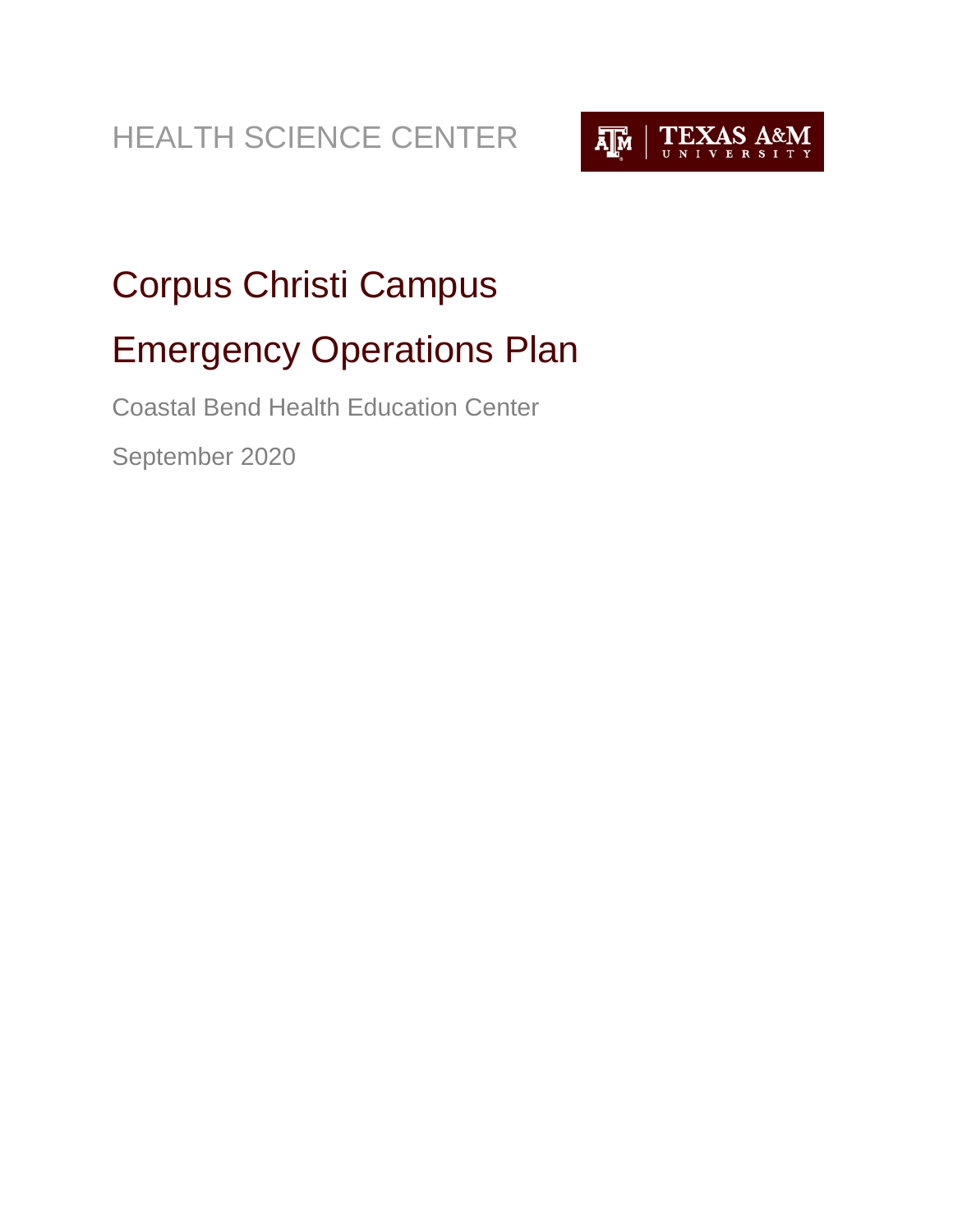HEALTH SCIENCE CENTER

TEXAS A&M UNIVERSITY

# Corpus Christi Campus

# Emergency Operations Plan

Coastal Bend Health Education Center

September 2020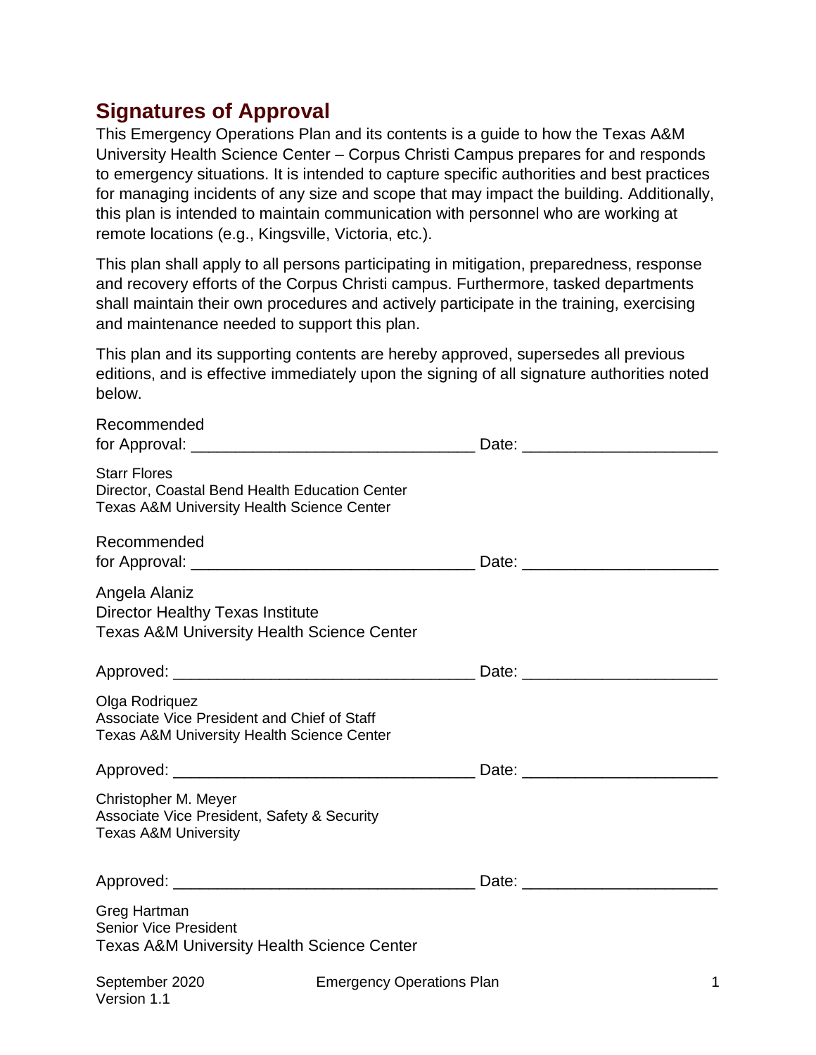## Signatures of Approval

This Emergency Operations Plan and its contents is a guide to how the Texas A&M University Health Science Center – Corpus Christi Campus prepares for and responds to emergency situations. It is intended to capture specific authorities and best practices for managing incidents of any size and scope that may impact the building. Additionally, this plan is intended to maintain communication with personnel who are working at remote locations (e.g., Kingsville, Victoria, etc.).

This plan shall apply to all persons participating in mitigation, preparedness, response and recovery efforts of the Corpus Christi campus. Furthermore, tasked departments shall maintain their own procedures and actively participate in the training, exercising and maintenance needed to support this plan.

This plan and its supporting contents are hereby approved, supersedes all previous editions, and is effective immediately upon the signing of all signature authorities noted below.

Recommended
for Approval: ________________________________ Date: ______________________

Starr Flores
Director, Coastal Bend Health Education Center
Texas A&M University Health Science Center

Recommended
for Approval: ________________________________ Date: ______________________

Angela Alaniz
Director Healthy Texas Institute
Texas A&M University Health Science Center

Approved: __________________________________ Date: ______________________

Olga Rodriquez
Associate Vice President and Chief of Staff
Texas A&M University Health Science Center

Approved: __________________________________ Date: ______________________

Christopher M. Meyer
Associate Vice President, Safety & Security
Texas A&M University

Approved: __________________________________ Date: ______________________

Greg Hartman
Senior Vice President
Texas A&M University Health Science Center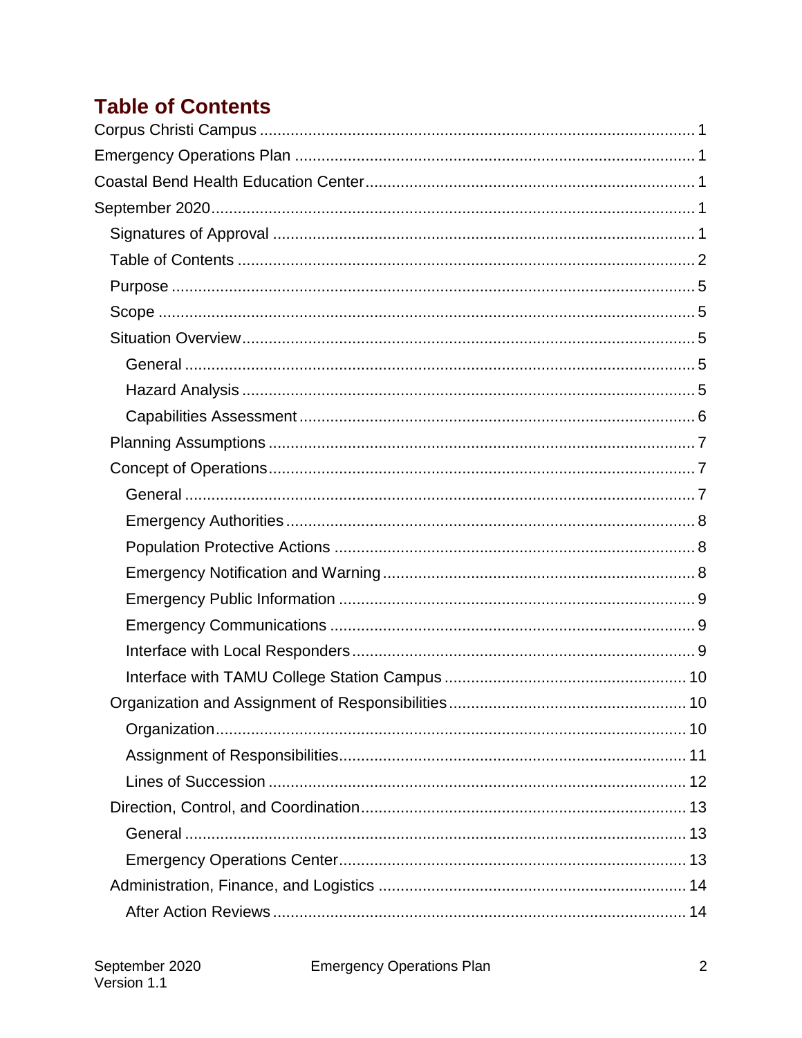# Table of Contents

- Corpus Christi Campus ..... 1
- Emergency Operations Plan ..... 1
- Coastal Bend Health Education Center ..... 1
- September 2020 ..... 1
  - Signatures of Approval ..... 1
  - Table of Contents ..... 2
  - Purpose ..... 5
  - Scope ..... 5
  - Situation Overview ..... 5
    - General ..... 5
    - Hazard Analysis ..... 5
    - Capabilities Assessment ..... 6
  - Planning Assumptions ..... 7
  - Concept of Operations ..... 7
    - General ..... 7
    - Emergency Authorities ..... 8
    - Population Protective Actions ..... 8
    - Emergency Notification and Warning ..... 8
    - Emergency Public Information ..... 9
    - Emergency Communications ..... 9
    - Interface with Local Responders ..... 9
    - Interface with TAMU College Station Campus ..... 10
  - Organization and Assignment of Responsibilities ..... 10
    - Organization ..... 10
    - Assignment of Responsibilities ..... 11
    - Lines of Succession ..... 12
  - Direction, Control, and Coordination ..... 13
    - General ..... 13
    - Emergency Operations Center ..... 13
  - Administration, Finance, and Logistics ..... 14
    - After Action Reviews ..... 14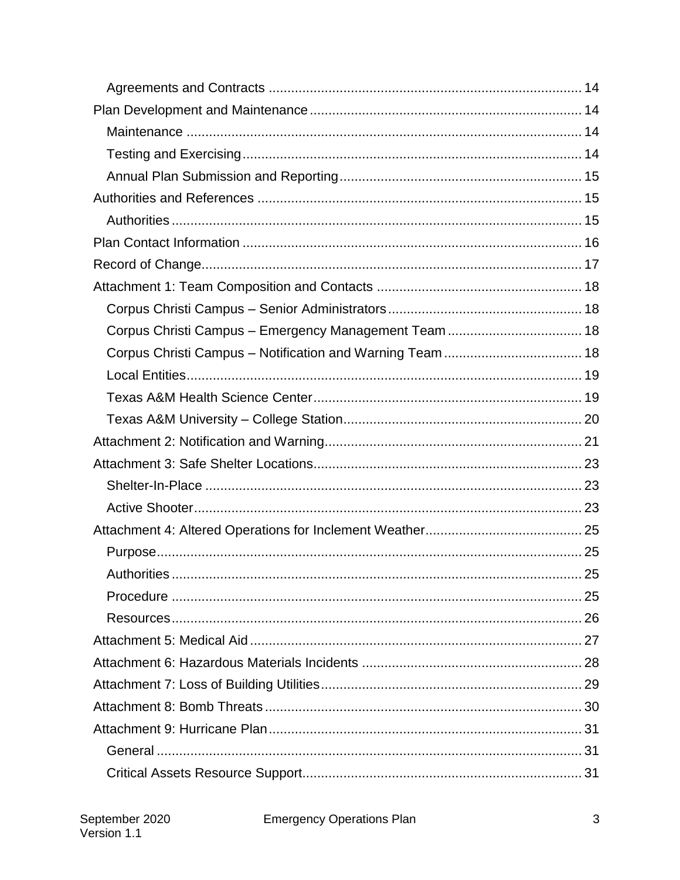- Agreements and Contracts ... 14
- Plan Development and Maintenance ... 14
  - Maintenance ... 14
  - Testing and Exercising ... 14
  - Annual Plan Submission and Reporting ... 15
- Authorities and References ... 15
  - Authorities ... 15
- Plan Contact Information ... 16
- Record of Change ... 17
- Attachment 1: Team Composition and Contacts ... 18
  - Corpus Christi Campus – Senior Administrators ... 18
  - Corpus Christi Campus – Emergency Management Team ... 18
  - Corpus Christi Campus – Notification and Warning Team ... 18
  - Local Entities ... 19
  - Texas A&M Health Science Center ... 19
  - Texas A&M University – College Station ... 20
- Attachment 2: Notification and Warning ... 21
- Attachment 3: Safe Shelter Locations ... 23
  - Shelter-In-Place ... 23
  - Active Shooter ... 23
- Attachment 4: Altered Operations for Inclement Weather ... 25
  - Purpose ... 25
  - Authorities ... 25
  - Procedure ... 25
  - Resources ... 26
- Attachment 5: Medical Aid ... 27
- Attachment 6: Hazardous Materials Incidents ... 28
- Attachment 7: Loss of Building Utilities ... 29
- Attachment 8: Bomb Threats ... 30
- Attachment 9: Hurricane Plan ... 31
  - General ... 31
  - Critical Assets Resource Support ... 31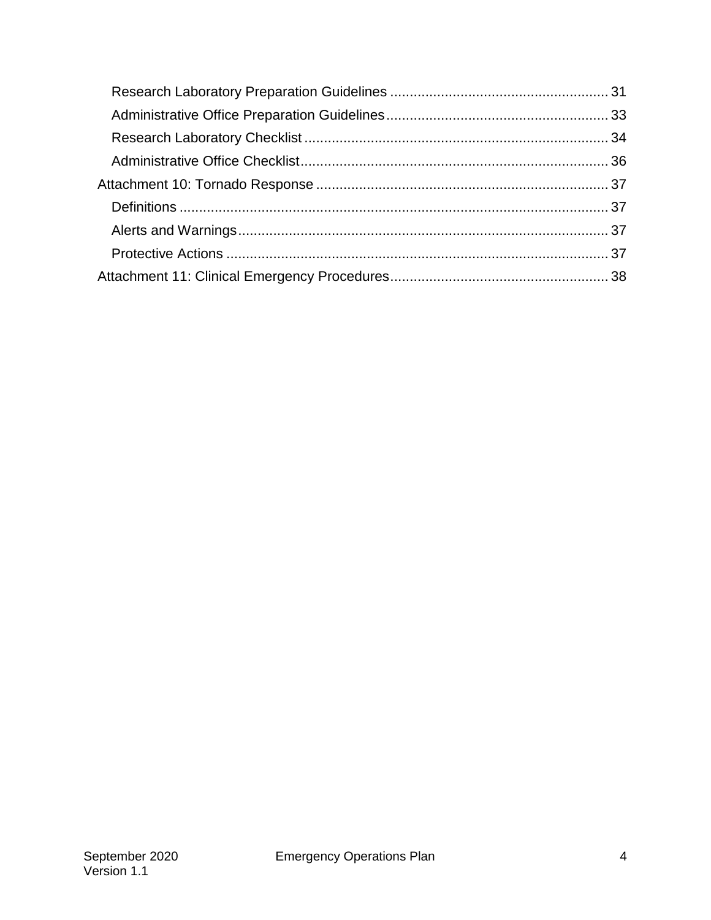- Research Laboratory Preparation Guidelines ........................................................ 31
- Administrative Office Preparation Guidelines ........................................................ 33
- Research Laboratory Checklist ........................................................ 34
- Administrative Office Checklist ........................................................ 36

Attachment 10: Tornado Response ........................................................ 37

- Definitions ........................................................ 37
- Alerts and Warnings ........................................................ 37
- Protective Actions ........................................................ 37

Attachment 11: Clinical Emergency Procedures ........................................................ 38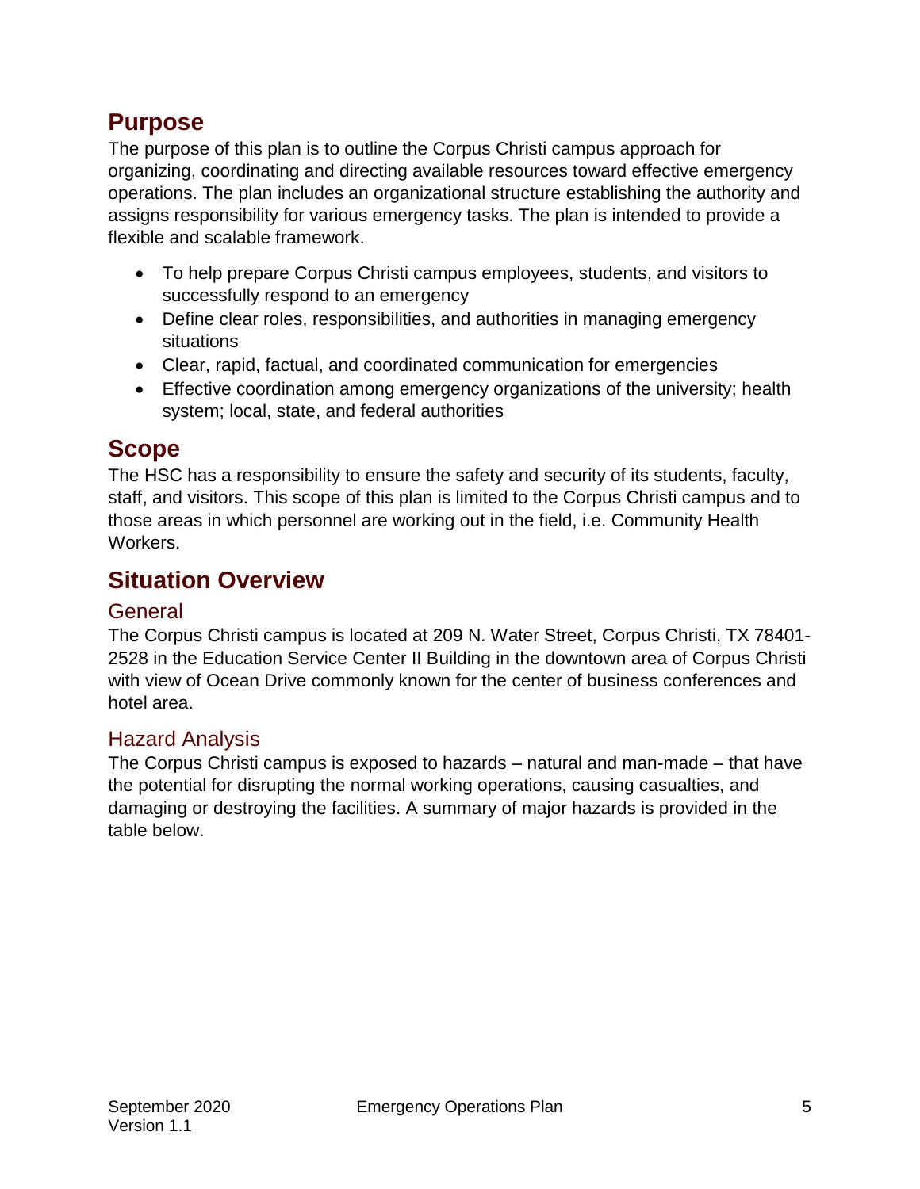## Purpose

The purpose of this plan is to outline the Corpus Christi campus approach for organizing, coordinating and directing available resources toward effective emergency operations. The plan includes an organizational structure establishing the authority and assigns responsibility for various emergency tasks. The plan is intended to provide a flexible and scalable framework.

- To help prepare Corpus Christi campus employees, students, and visitors to successfully respond to an emergency
- Define clear roles, responsibilities, and authorities in managing emergency situations
- Clear, rapid, factual, and coordinated communication for emergencies
- Effective coordination among emergency organizations of the university; health system; local, state, and federal authorities

## Scope

The HSC has a responsibility to ensure the safety and security of its students, faculty, staff, and visitors. This scope of this plan is limited to the Corpus Christi campus and to those areas in which personnel are working out in the field, i.e. Community Health Workers.

## Situation Overview

### General

The Corpus Christi campus is located at 209 N. Water Street, Corpus Christi, TX 78401-2528 in the Education Service Center II Building in the downtown area of Corpus Christi with view of Ocean Drive commonly known for the center of business conferences and hotel area.

### Hazard Analysis

The Corpus Christi campus is exposed to hazards – natural and man-made – that have the potential for disrupting the normal working operations, causing casualties, and damaging or destroying the facilities. A summary of major hazards is provided in the table below.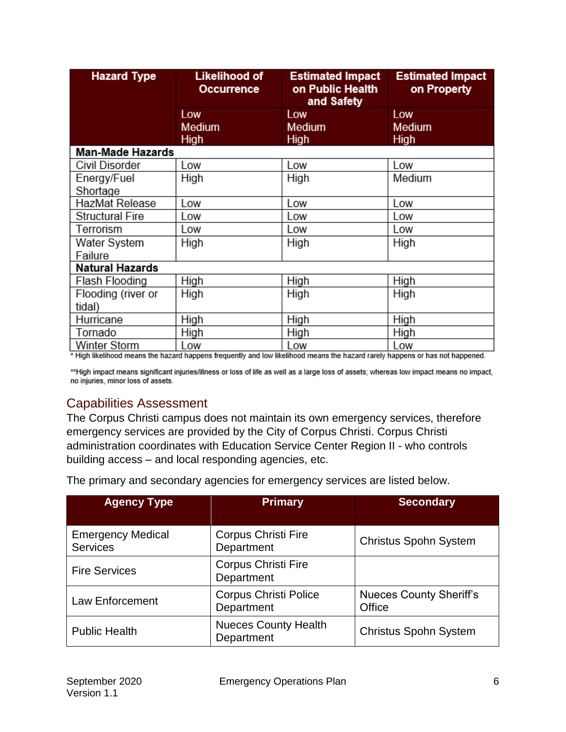| Hazard Type | Likelihood of Occurrence | Estimated Impact on Public Health and Safety | Estimated Impact on Property |
|---|---|---|---|
| | Low Medium High | Low Medium High | Low Medium High |
| **Man-Made Hazards** | | | |
| Civil Disorder | Low | Low | Low |
| Energy/Fuel Shortage | High | High | Medium |
| HazMat Release | Low | Low | Low |
| Structural Fire | Low | Low | Low |
| Terrorism | Low | Low | Low |
| Water System Failure | High | High | High |
| **Natural Hazards** | | | |
| Flash Flooding | High | High | High |
| Flooding (river or tidal) | High | High | High |
| Hurricane | High | High | High |
| Tornado | High | High | High |
| Winter Storm | Low | Low | Low |

* High likelihood means the hazard happens frequently and low likelihood means the hazard rarely happens or has not happened.

**High impact means significant injuries/illness or loss of life as well as a large loss of assets; whereas low impact means no impact, no injuries, minor loss of assets.

## Capabilities Assessment

The Corpus Christi campus does not maintain its own emergency services, therefore emergency services are provided by the City of Corpus Christi. Corpus Christi administration coordinates with Education Service Center Region II - who controls building access – and local responding agencies, etc.

The primary and secondary agencies for emergency services are listed below.

| Agency Type | Primary | Secondary |
|---|---|---|
| Emergency Medical Services | Corpus Christi Fire Department | Christus Spohn System |
| Fire Services | Corpus Christi Fire Department | |
| Law Enforcement | Corpus Christi Police Department | Nueces County Sheriff's Office |
| Public Health | Nueces County Health Department | Christus Spohn System |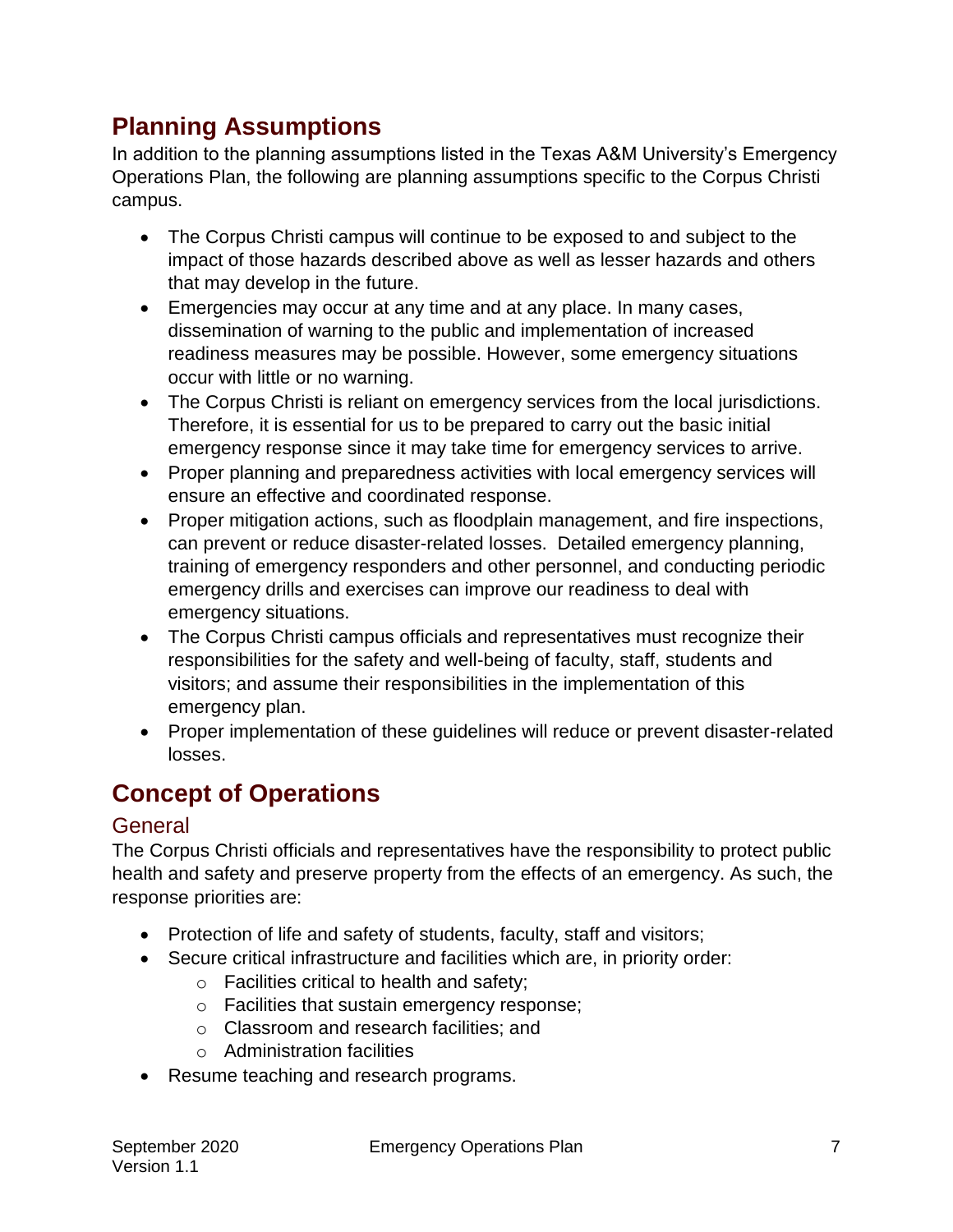## Planning Assumptions

In addition to the planning assumptions listed in the Texas A&M University's Emergency Operations Plan, the following are planning assumptions specific to the Corpus Christi campus.

- The Corpus Christi campus will continue to be exposed to and subject to the impact of those hazards described above as well as lesser hazards and others that may develop in the future.
- Emergencies may occur at any time and at any place. In many cases, dissemination of warning to the public and implementation of increased readiness measures may be possible. However, some emergency situations occur with little or no warning.
- The Corpus Christi is reliant on emergency services from the local jurisdictions. Therefore, it is essential for us to be prepared to carry out the basic initial emergency response since it may take time for emergency services to arrive.
- Proper planning and preparedness activities with local emergency services will ensure an effective and coordinated response.
- Proper mitigation actions, such as floodplain management, and fire inspections, can prevent or reduce disaster-related losses. Detailed emergency planning, training of emergency responders and other personnel, and conducting periodic emergency drills and exercises can improve our readiness to deal with emergency situations.
- The Corpus Christi campus officials and representatives must recognize their responsibilities for the safety and well-being of faculty, staff, students and visitors; and assume their responsibilities in the implementation of this emergency plan.
- Proper implementation of these guidelines will reduce or prevent disaster-related losses.

## Concept of Operations

### General

The Corpus Christi officials and representatives have the responsibility to protect public health and safety and preserve property from the effects of an emergency. As such, the response priorities are:

- Protection of life and safety of students, faculty, staff and visitors;
- Secure critical infrastructure and facilities which are, in priority order:
  - Facilities critical to health and safety;
  - Facilities that sustain emergency response;
  - Classroom and research facilities; and
  - Administration facilities
- Resume teaching and research programs.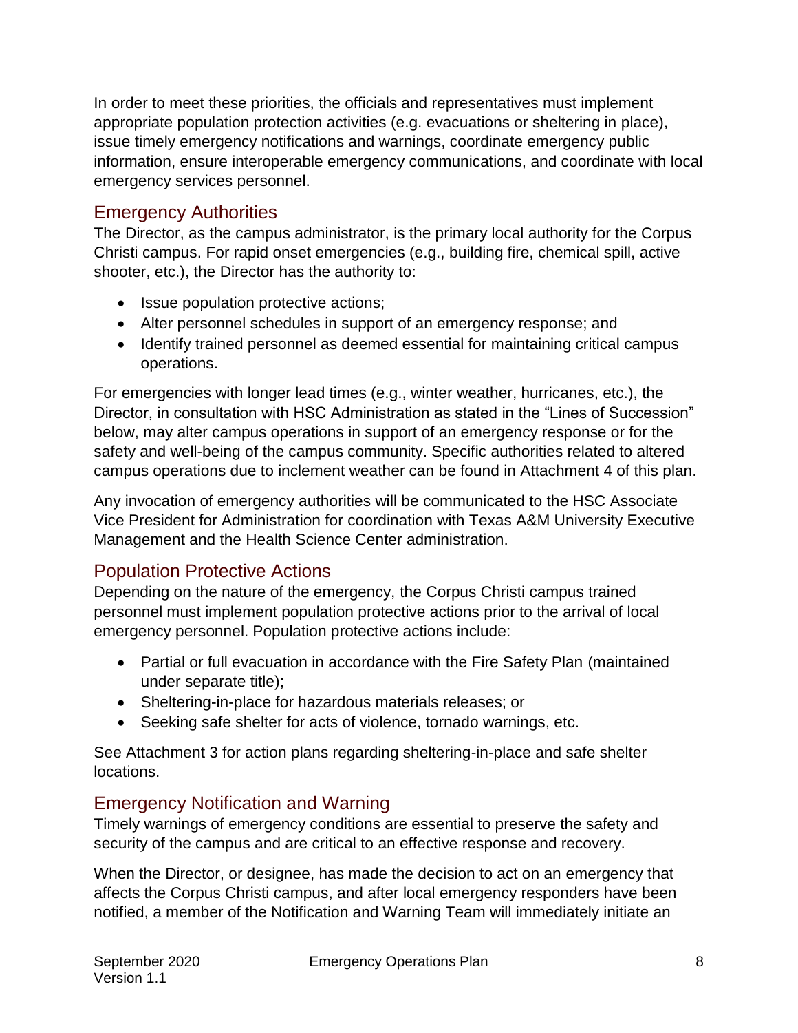In order to meet these priorities, the officials and representatives must implement appropriate population protection activities (e.g. evacuations or sheltering in place), issue timely emergency notifications and warnings, coordinate emergency public information, ensure interoperable emergency communications, and coordinate with local emergency services personnel.

## Emergency Authorities

The Director, as the campus administrator, is the primary local authority for the Corpus Christi campus. For rapid onset emergencies (e.g., building fire, chemical spill, active shooter, etc.), the Director has the authority to:

- Issue population protective actions;
- Alter personnel schedules in support of an emergency response; and
- Identify trained personnel as deemed essential for maintaining critical campus operations.

For emergencies with longer lead times (e.g., winter weather, hurricanes, etc.), the Director, in consultation with HSC Administration as stated in the "Lines of Succession" below, may alter campus operations in support of an emergency response or for the safety and well-being of the campus community. Specific authorities related to altered campus operations due to inclement weather can be found in Attachment 4 of this plan.

Any invocation of emergency authorities will be communicated to the HSC Associate Vice President for Administration for coordination with Texas A&M University Executive Management and the Health Science Center administration.

## Population Protective Actions

Depending on the nature of the emergency, the Corpus Christi campus trained personnel must implement population protective actions prior to the arrival of local emergency personnel. Population protective actions include:

- Partial or full evacuation in accordance with the Fire Safety Plan (maintained under separate title);
- Sheltering-in-place for hazardous materials releases; or
- Seeking safe shelter for acts of violence, tornado warnings, etc.

See Attachment 3 for action plans regarding sheltering-in-place and safe shelter locations.

## Emergency Notification and Warning

Timely warnings of emergency conditions are essential to preserve the safety and security of the campus and are critical to an effective response and recovery.

When the Director, or designee, has made the decision to act on an emergency that affects the Corpus Christi campus, and after local emergency responders have been notified, a member of the Notification and Warning Team will immediately initiate an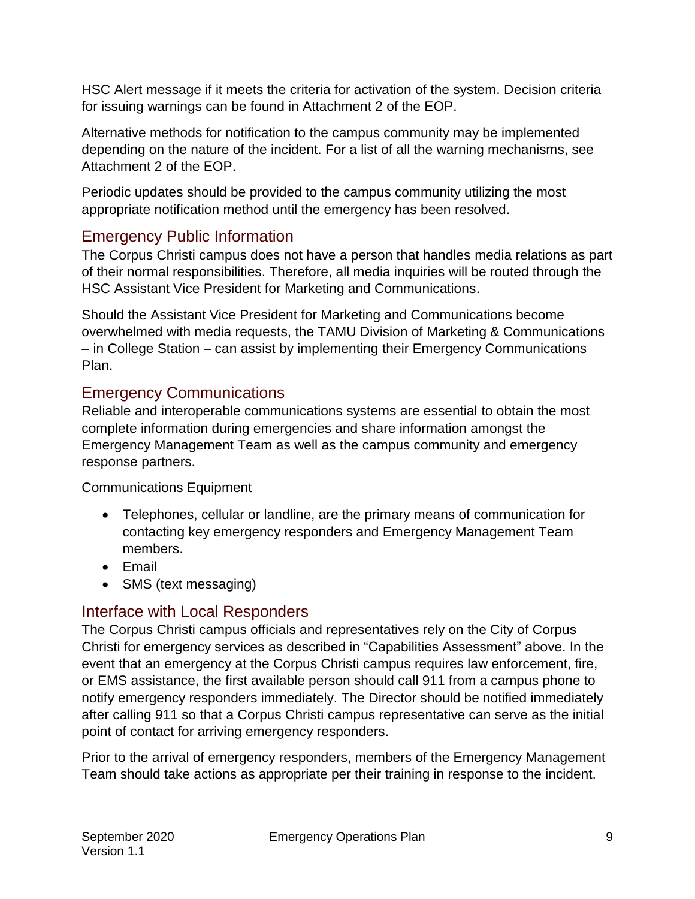HSC Alert message if it meets the criteria for activation of the system. Decision criteria for issuing warnings can be found in Attachment 2 of the EOP.

Alternative methods for notification to the campus community may be implemented depending on the nature of the incident. For a list of all the warning mechanisms, see Attachment 2 of the EOP.

Periodic updates should be provided to the campus community utilizing the most appropriate notification method until the emergency has been resolved.

## Emergency Public Information

The Corpus Christi campus does not have a person that handles media relations as part of their normal responsibilities. Therefore, all media inquiries will be routed through the HSC Assistant Vice President for Marketing and Communications.

Should the Assistant Vice President for Marketing and Communications become overwhelmed with media requests, the TAMU Division of Marketing & Communications – in College Station – can assist by implementing their Emergency Communications Plan.

## Emergency Communications

Reliable and interoperable communications systems are essential to obtain the most complete information during emergencies and share information amongst the Emergency Management Team as well as the campus community and emergency response partners.

Communications Equipment

- Telephones, cellular or landline, are the primary means of communication for contacting key emergency responders and Emergency Management Team members.
- Email
- SMS (text messaging)

## Interface with Local Responders

The Corpus Christi campus officials and representatives rely on the City of Corpus Christi for emergency services as described in "Capabilities Assessment" above. In the event that an emergency at the Corpus Christi campus requires law enforcement, fire, or EMS assistance, the first available person should call 911 from a campus phone to notify emergency responders immediately. The Director should be notified immediately after calling 911 so that a Corpus Christi campus representative can serve as the initial point of contact for arriving emergency responders.

Prior to the arrival of emergency responders, members of the Emergency Management Team should take actions as appropriate per their training in response to the incident.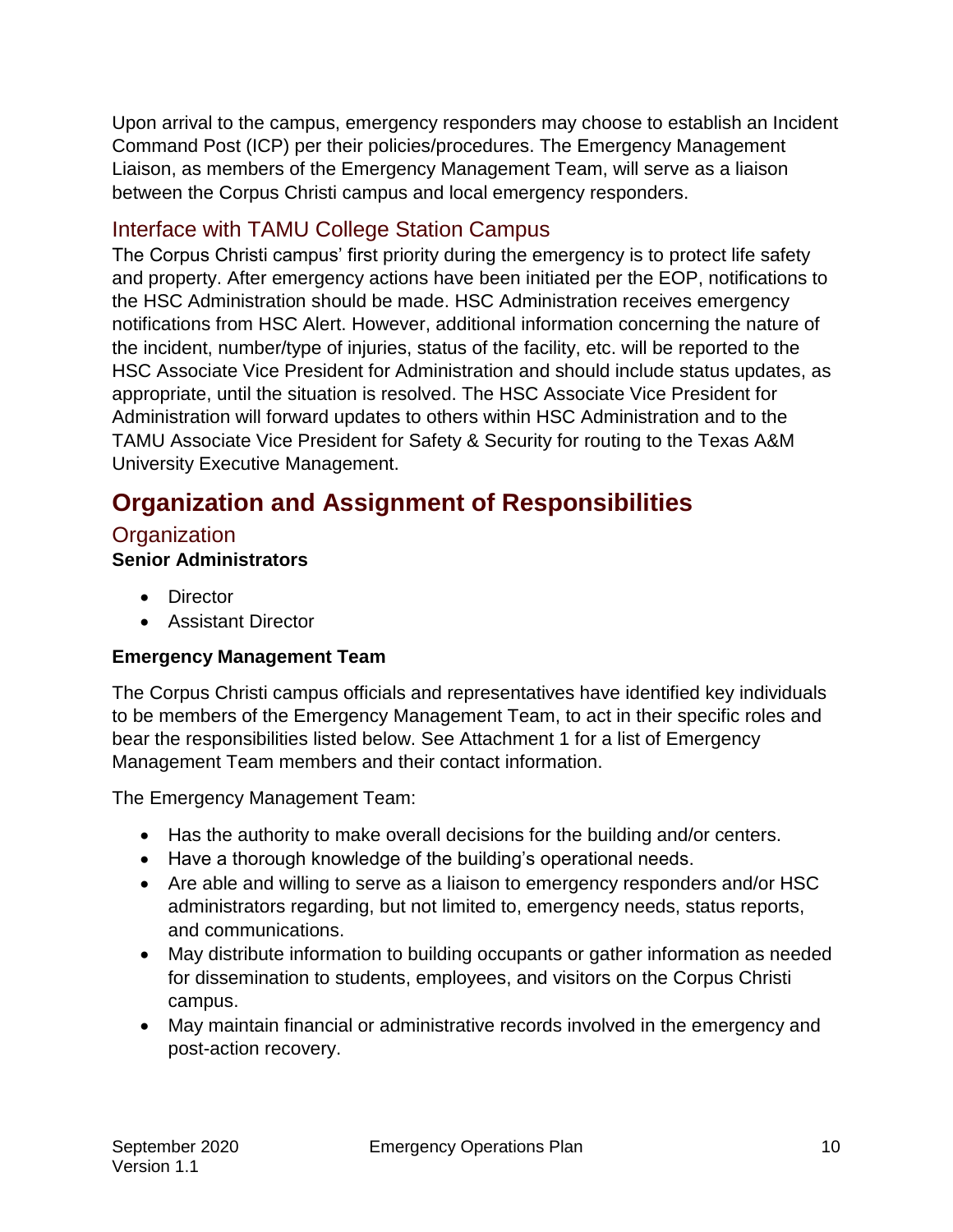Upon arrival to the campus, emergency responders may choose to establish an Incident Command Post (ICP) per their policies/procedures. The Emergency Management Liaison, as members of the Emergency Management Team, will serve as a liaison between the Corpus Christi campus and local emergency responders.

### Interface with TAMU College Station Campus

The Corpus Christi campus' first priority during the emergency is to protect life safety and property. After emergency actions have been initiated per the EOP, notifications to the HSC Administration should be made. HSC Administration receives emergency notifications from HSC Alert. However, additional information concerning the nature of the incident, number/type of injuries, status of the facility, etc. will be reported to the HSC Associate Vice President for Administration and should include status updates, as appropriate, until the situation is resolved. The HSC Associate Vice President for Administration will forward updates to others within HSC Administration and to the TAMU Associate Vice President for Safety & Security for routing to the Texas A&M University Executive Management.

## Organization and Assignment of Responsibilities

### Organization

**Senior Administrators**

- Director
- Assistant Director

**Emergency Management Team**

The Corpus Christi campus officials and representatives have identified key individuals to be members of the Emergency Management Team, to act in their specific roles and bear the responsibilities listed below. See Attachment 1 for a list of Emergency Management Team members and their contact information.

The Emergency Management Team:

- Has the authority to make overall decisions for the building and/or centers.
- Have a thorough knowledge of the building's operational needs.
- Are able and willing to serve as a liaison to emergency responders and/or HSC administrators regarding, but not limited to, emergency needs, status reports, and communications.
- May distribute information to building occupants or gather information as needed for dissemination to students, employees, and visitors on the Corpus Christi campus.
- May maintain financial or administrative records involved in the emergency and post-action recovery.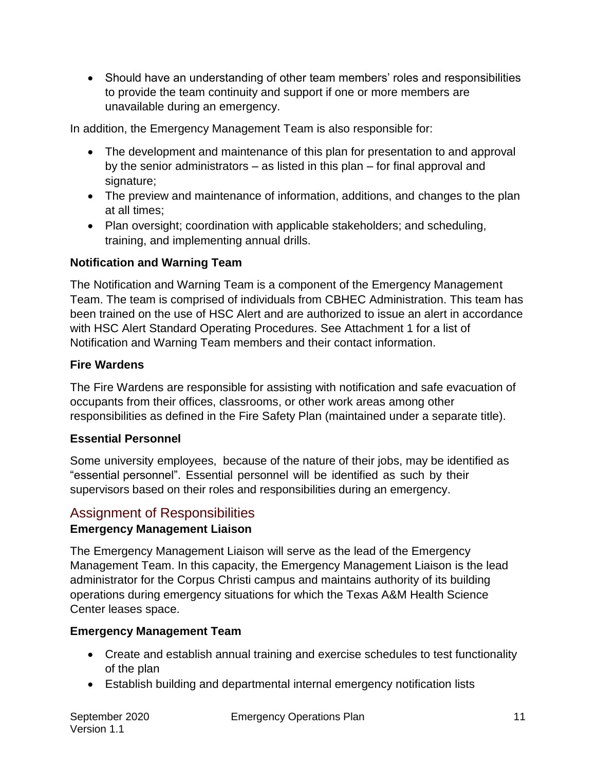- Should have an understanding of other team members' roles and responsibilities to provide the team continuity and support if one or more members are unavailable during an emergency.

In addition, the Emergency Management Team is also responsible for:

- The development and maintenance of this plan for presentation to and approval by the senior administrators – as listed in this plan – for final approval and signature;
- The preview and maintenance of information, additions, and changes to the plan at all times;
- Plan oversight; coordination with applicable stakeholders; and scheduling, training, and implementing annual drills.

**Notification and Warning Team**

The Notification and Warning Team is a component of the Emergency Management Team. The team is comprised of individuals from CBHEC Administration. This team has been trained on the use of HSC Alert and are authorized to issue an alert in accordance with HSC Alert Standard Operating Procedures. See Attachment 1 for a list of Notification and Warning Team members and their contact information.

**Fire Wardens**

The Fire Wardens are responsible for assisting with notification and safe evacuation of occupants from their offices, classrooms, or other work areas among other responsibilities as defined in the Fire Safety Plan (maintained under a separate title).

**Essential Personnel**

Some university employees, because of the nature of their jobs, may be identified as "essential personnel". Essential personnel will be identified as such by their supervisors based on their roles and responsibilities during an emergency.

## Assignment of Responsibilities

**Emergency Management Liaison**

The Emergency Management Liaison will serve as the lead of the Emergency Management Team. In this capacity, the Emergency Management Liaison is the lead administrator for the Corpus Christi campus and maintains authority of its building operations during emergency situations for which the Texas A&M Health Science Center leases space.

**Emergency Management Team**

- Create and establish annual training and exercise schedules to test functionality of the plan
- Establish building and departmental internal emergency notification lists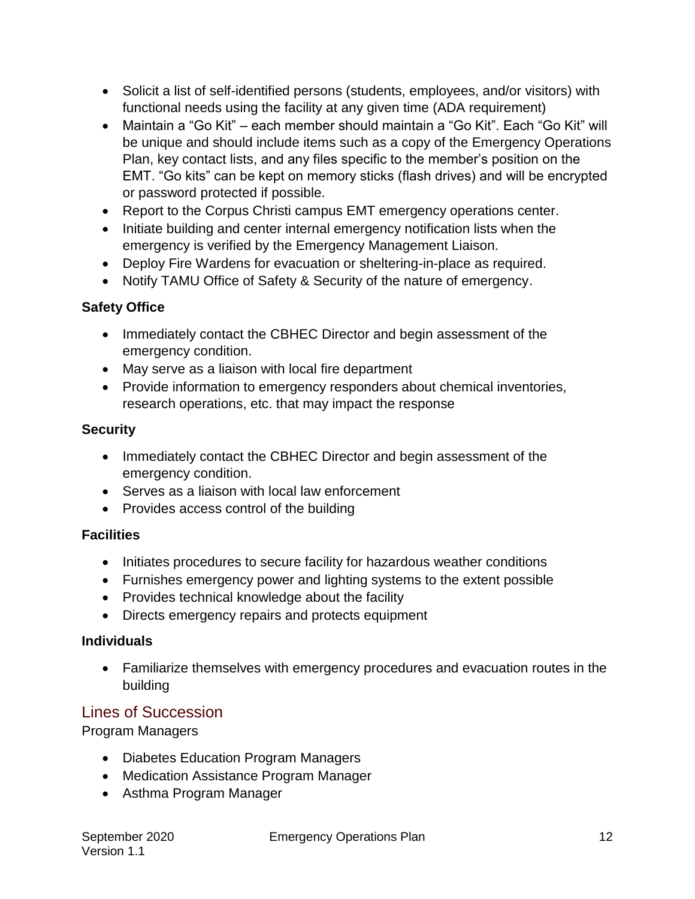- Solicit a list of self-identified persons (students, employees, and/or visitors) with functional needs using the facility at any given time (ADA requirement)
- Maintain a "Go Kit" – each member should maintain a "Go Kit". Each "Go Kit" will be unique and should include items such as a copy of the Emergency Operations Plan, key contact lists, and any files specific to the member's position on the EMT. "Go kits" can be kept on memory sticks (flash drives) and will be encrypted or password protected if possible.
- Report to the Corpus Christi campus EMT emergency operations center.
- Initiate building and center internal emergency notification lists when the emergency is verified by the Emergency Management Liaison.
- Deploy Fire Wardens for evacuation or sheltering-in-place as required.
- Notify TAMU Office of Safety & Security of the nature of emergency.

**Safety Office**

- Immediately contact the CBHEC Director and begin assessment of the emergency condition.
- May serve as a liaison with local fire department
- Provide information to emergency responders about chemical inventories, research operations, etc. that may impact the response

**Security**

- Immediately contact the CBHEC Director and begin assessment of the emergency condition.
- Serves as a liaison with local law enforcement
- Provides access control of the building

**Facilities**

- Initiates procedures to secure facility for hazardous weather conditions
- Furnishes emergency power and lighting systems to the extent possible
- Provides technical knowledge about the facility
- Directs emergency repairs and protects equipment

**Individuals**

- Familiarize themselves with emergency procedures and evacuation routes in the building

## Lines of Succession

Program Managers

- Diabetes Education Program Managers
- Medication Assistance Program Manager
- Asthma Program Manager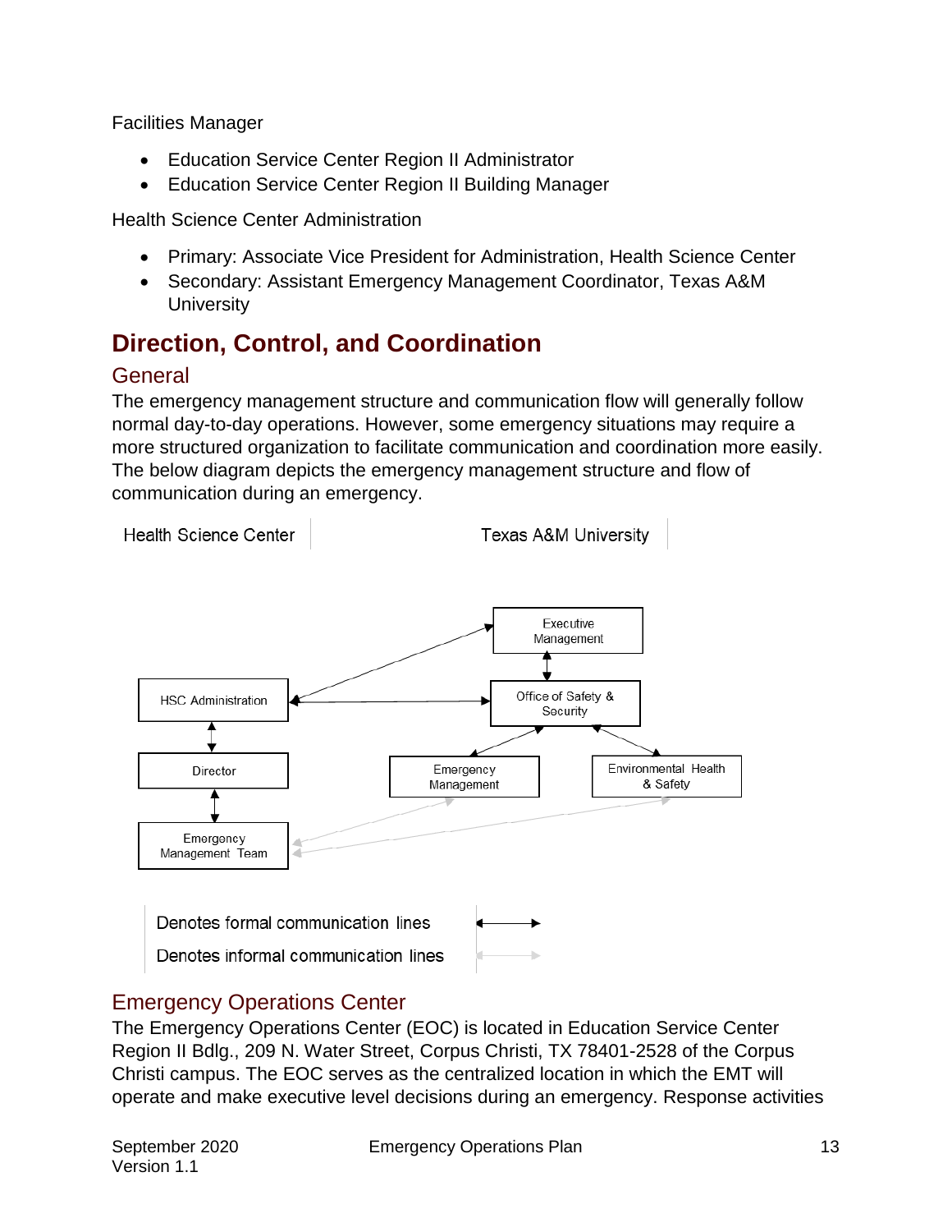Facilities Manager

- Education Service Center Region II Administrator
- Education Service Center Region II Building Manager

Health Science Center Administration

- Primary: Associate Vice President for Administration, Health Science Center
- Secondary: Assistant Emergency Management Coordinator, Texas A&M University

# Direction, Control, and Coordination

## General

The emergency management structure and communication flow will generally follow normal day-to-day operations. However, some emergency situations may require a more structured organization to facilitate communication and coordination more easily. The below diagram depicts the emergency management structure and flow of communication during an emergency.

Health Science Center | Texas A&M University

HSC Administration

Director

Emergency Management Team

Executive Management

Office of Safety & Security

Emergency Management

Environmental Health & Safety

Denotes formal communication lines

Denotes informal communication lines

## Emergency Operations Center

The Emergency Operations Center (EOC) is located in Education Service Center Region II Bdlg., 209 N. Water Street, Corpus Christi, TX 78401-2528 of the Corpus Christi campus. The EOC serves as the centralized location in which the EMT will operate and make executive level decisions during an emergency. Response activities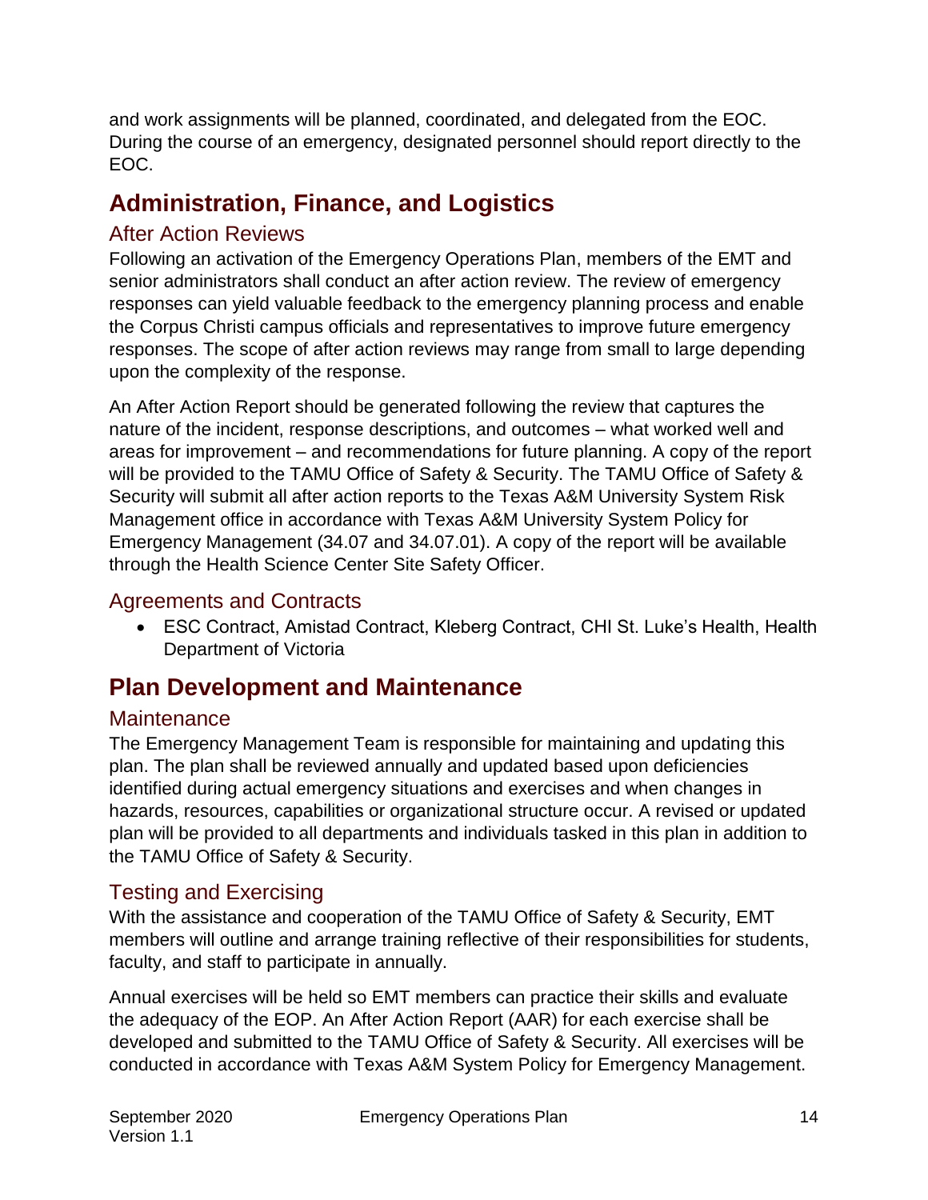and work assignments will be planned, coordinated, and delegated from the EOC. During the course of an emergency, designated personnel should report directly to the EOC.

## Administration, Finance, and Logistics

### After Action Reviews

Following an activation of the Emergency Operations Plan, members of the EMT and senior administrators shall conduct an after action review. The review of emergency responses can yield valuable feedback to the emergency planning process and enable the Corpus Christi campus officials and representatives to improve future emergency responses. The scope of after action reviews may range from small to large depending upon the complexity of the response.

An After Action Report should be generated following the review that captures the nature of the incident, response descriptions, and outcomes – what worked well and areas for improvement – and recommendations for future planning. A copy of the report will be provided to the TAMU Office of Safety & Security. The TAMU Office of Safety & Security will submit all after action reports to the Texas A&M University System Risk Management office in accordance with Texas A&M University System Policy for Emergency Management (34.07 and 34.07.01). A copy of the report will be available through the Health Science Center Site Safety Officer.

### Agreements and Contracts

- ESC Contract, Amistad Contract, Kleberg Contract, CHI St. Luke's Health, Health Department of Victoria

## Plan Development and Maintenance

### Maintenance

The Emergency Management Team is responsible for maintaining and updating this plan. The plan shall be reviewed annually and updated based upon deficiencies identified during actual emergency situations and exercises and when changes in hazards, resources, capabilities or organizational structure occur. A revised or updated plan will be provided to all departments and individuals tasked in this plan in addition to the TAMU Office of Safety & Security.

### Testing and Exercising

With the assistance and cooperation of the TAMU Office of Safety & Security, EMT members will outline and arrange training reflective of their responsibilities for students, faculty, and staff to participate in annually.

Annual exercises will be held so EMT members can practice their skills and evaluate the adequacy of the EOP. An After Action Report (AAR) for each exercise shall be developed and submitted to the TAMU Office of Safety & Security. All exercises will be conducted in accordance with Texas A&M System Policy for Emergency Management.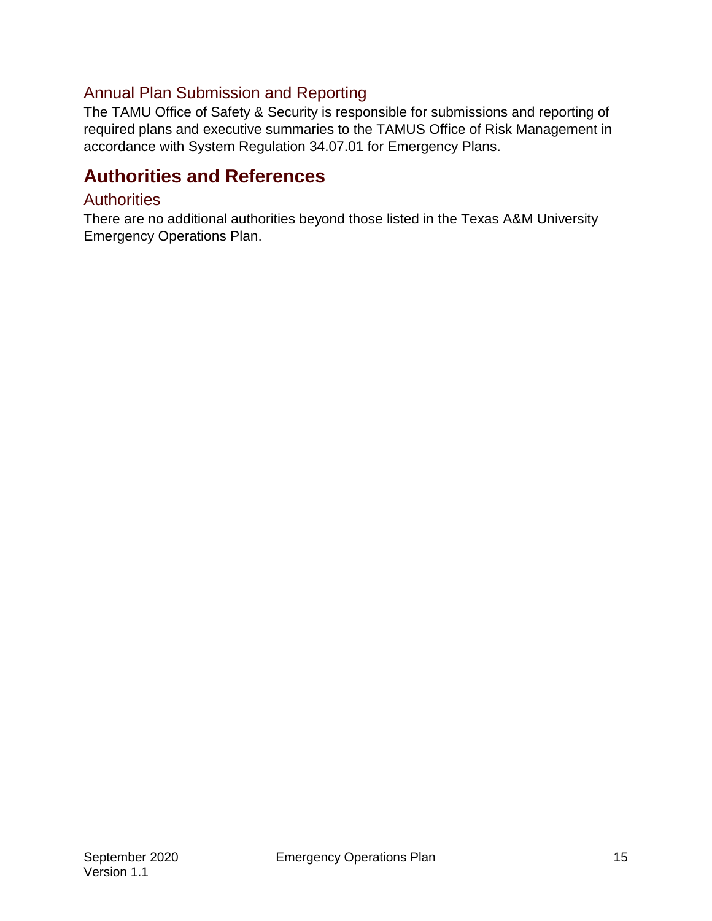### Annual Plan Submission and Reporting

The TAMU Office of Safety & Security is responsible for submissions and reporting of required plans and executive summaries to the TAMUS Office of Risk Management in accordance with System Regulation 34.07.01 for Emergency Plans.

## Authorities and References

### Authorities

There are no additional authorities beyond those listed in the Texas A&M University Emergency Operations Plan.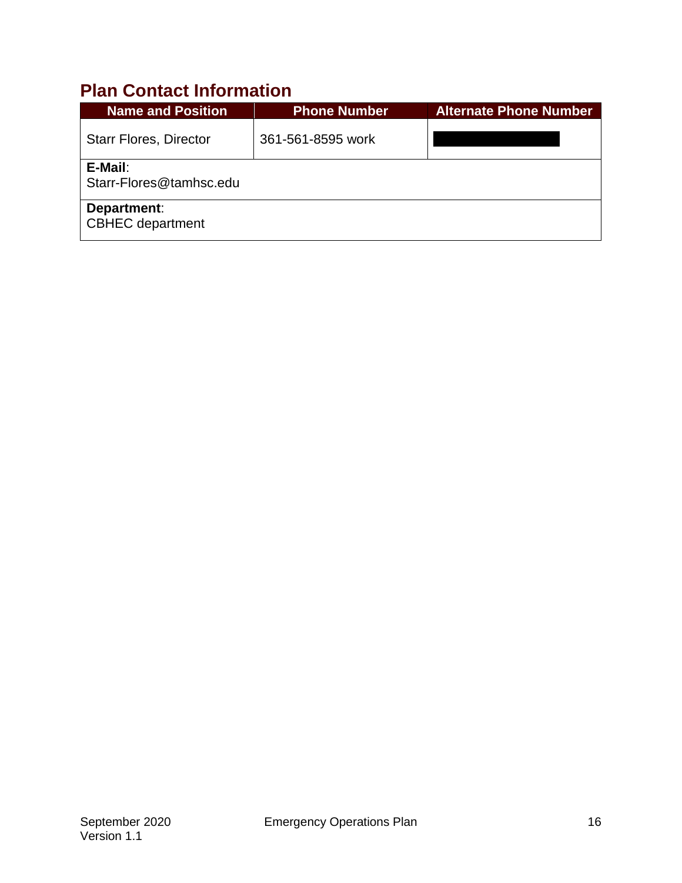## Plan Contact Information

| Name and Position | Phone Number | Alternate Phone Number |
| --- | --- | --- |
| Starr Flores, Director | 361-561-8595 work | |
| **E-Mail**: Starr-Flores@tamhsc.edu | | |
| **Department**: CBHEC department | | |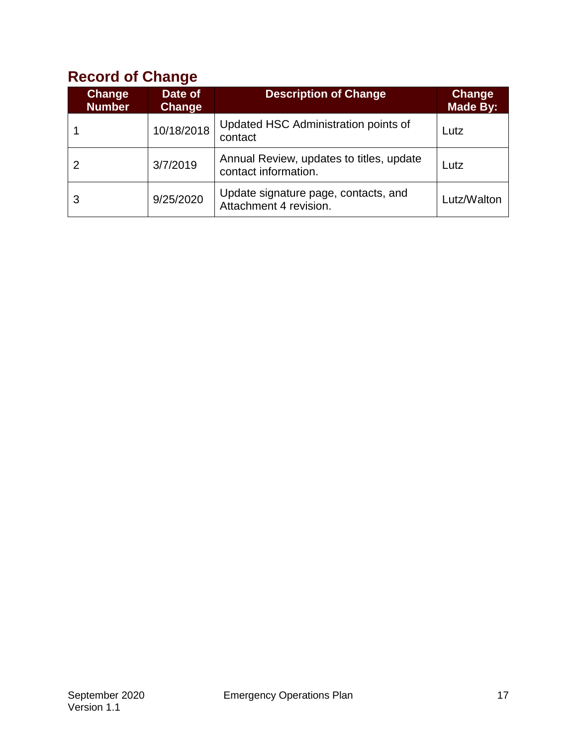## Record of Change

| Change Number | Date of Change | Description of Change | Change Made By: |
|---|---|---|---|
| 1 | 10/18/2018 | Updated HSC Administration points of contact | Lutz |
| 2 | 3/7/2019 | Annual Review, updates to titles, update contact information. | Lutz |
| 3 | 9/25/2020 | Update signature page, contacts, and Attachment 4 revision. | Lutz/Walton |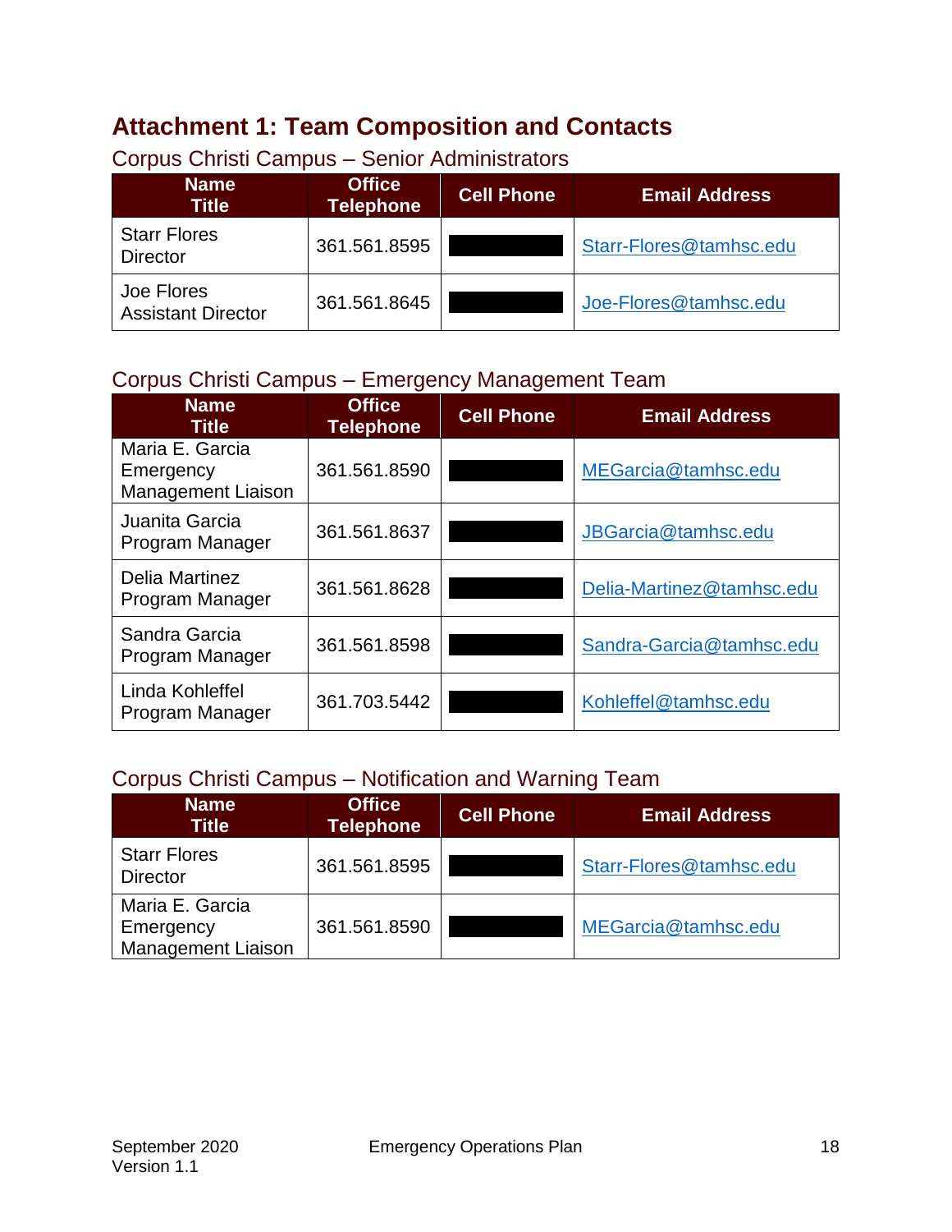# Attachment 1: Team Composition and Contacts

## Corpus Christi Campus – Senior Administrators

| Name<br>Title | Office Telephone | Cell Phone | Email Address |
|---|---|---|---|
| Starr Flores<br>Director | 361.561.8595 | | Starr-Flores@tamhsc.edu |
| Joe Flores<br>Assistant Director | 361.561.8645 | | Joe-Flores@tamhsc.edu |

## Corpus Christi Campus – Emergency Management Team

| Name<br>Title | Office Telephone | Cell Phone | Email Address |
|---|---|---|---|
| Maria E. Garcia<br>Emergency Management Liaison | 361.561.8590 | | MEGarcia@tamhsc.edu |
| Juanita Garcia<br>Program Manager | 361.561.8637 | | JBGarcia@tamhsc.edu |
| Delia Martinez<br>Program Manager | 361.561.8628 | | Delia-Martinez@tamhsc.edu |
| Sandra Garcia<br>Program Manager | 361.561.8598 | | Sandra-Garcia@tamhsc.edu |
| Linda Kohleffel<br>Program Manager | 361.703.5442 | | Kohleffel@tamhsc.edu |

## Corpus Christi Campus – Notification and Warning Team

| Name<br>Title | Office Telephone | Cell Phone | Email Address |
|---|---|---|---|
| Starr Flores<br>Director | 361.561.8595 | | Starr-Flores@tamhsc.edu |
| Maria E. Garcia<br>Emergency Management Liaison | 361.561.8590 | | MEGarcia@tamhsc.edu |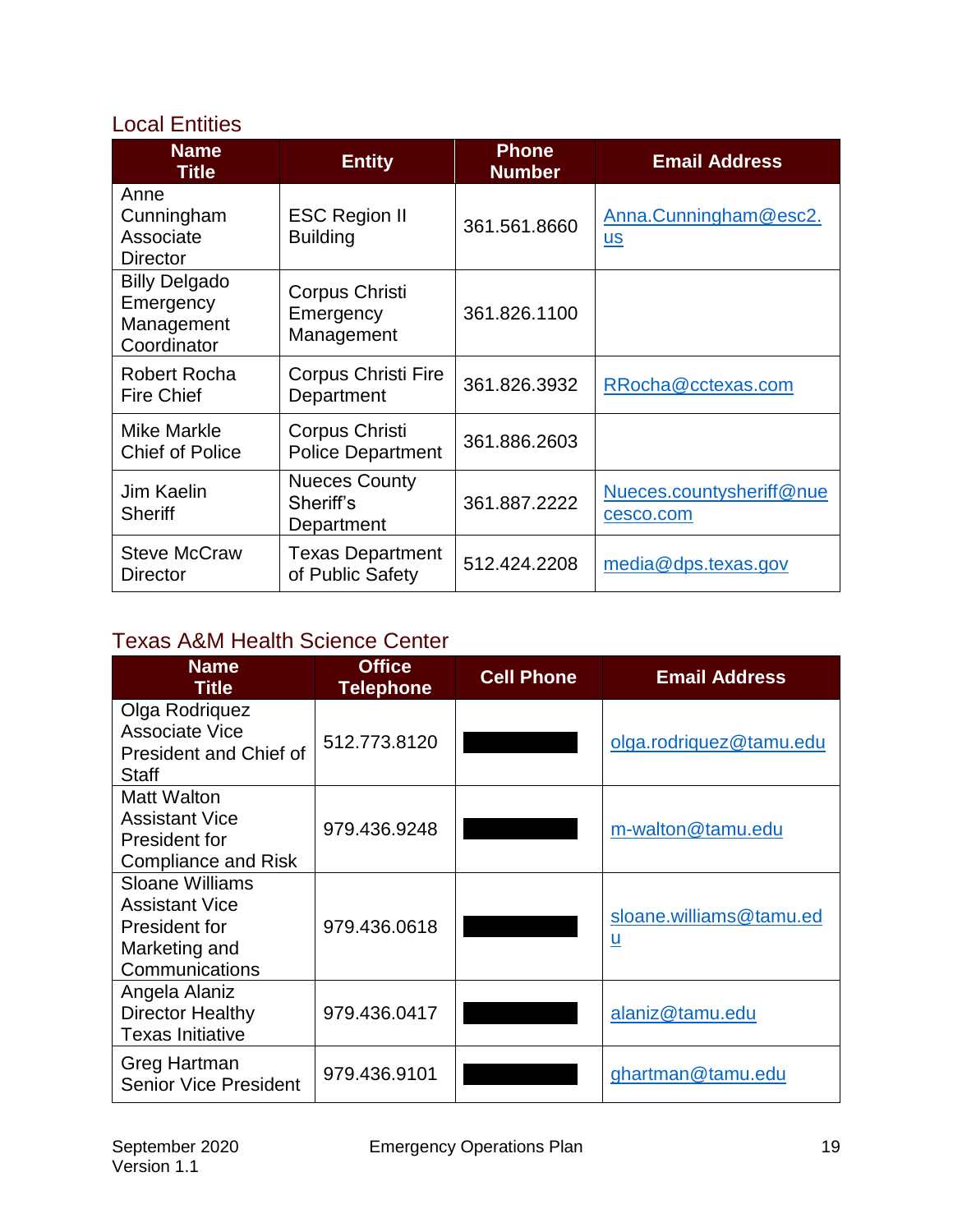## Local Entities

| Name<br>Title | Entity | Phone Number | Email Address |
|---|---|---|---|
| Anne Cunningham Associate Director | ESC Region II Building | 361.561.8660 | Anna.Cunningham@esc2.us |
| Billy Delgado Emergency Management Coordinator | Corpus Christi Emergency Management | 361.826.1100 | |
| Robert Rocha Fire Chief | Corpus Christi Fire Department | 361.826.3932 | RRocha@cctexas.com |
| Mike Markle Chief of Police | Corpus Christi Police Department | 361.886.2603 | |
| Jim Kaelin Sheriff | Nueces County Sheriff's Department | 361.887.2222 | Nueces.countysheriff@nuecesco.com |
| Steve McCraw Director | Texas Department of Public Safety | 512.424.2208 | media@dps.texas.gov |

## Texas A&M Health Science Center

| Name<br>Title | Office Telephone | Cell Phone | Email Address |
|---|---|---|---|
| Olga Rodriquez Associate Vice President and Chief of Staff | 512.773.8120 | [redacted] | olga.rodriquez@tamu.edu |
| Matt Walton Assistant Vice President for Compliance and Risk | 979.436.9248 | [redacted] | m-walton@tamu.edu |
| Sloane Williams Assistant Vice President for Marketing and Communications | 979.436.0618 | [redacted] | sloane.williams@tamu.edu |
| Angela Alaniz Director Healthy Texas Initiative | 979.436.0417 | [redacted] | alaniz@tamu.edu |
| Greg Hartman Senior Vice President | 979.436.9101 | [redacted] | ghartman@tamu.edu |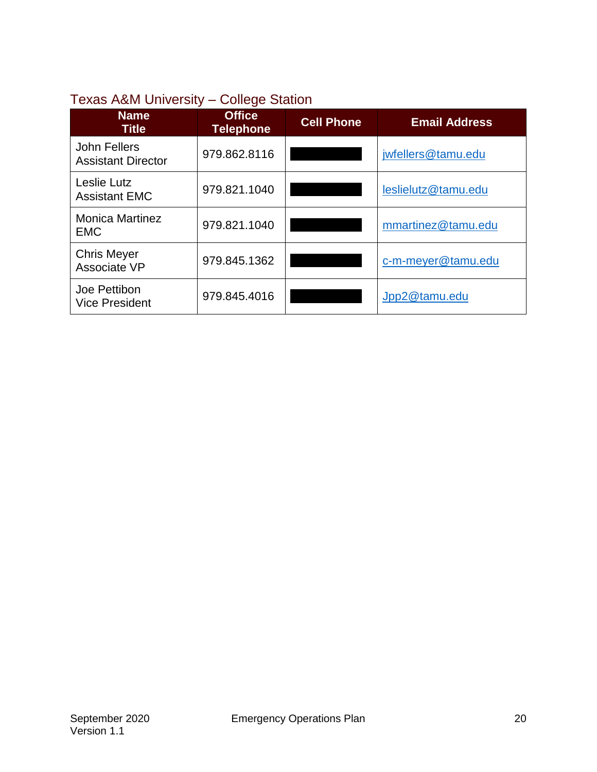## Texas A&M University – College Station

| Name<br>Title | Office Telephone | Cell Phone | Email Address |
|---|---|---|---|
| John Fellers<br>Assistant Director | 979.862.8116 | [REDACTED] | jwfellers@tamu.edu |
| Leslie Lutz<br>Assistant EMC | 979.821.1040 | [REDACTED] | leslielutz@tamu.edu |
| Monica Martinez<br>EMC | 979.821.1040 | [REDACTED] | mmartinez@tamu.edu |
| Chris Meyer<br>Associate VP | 979.845.1362 | [REDACTED] | c-m-meyer@tamu.edu |
| Joe Pettibon<br>Vice President | 979.845.4016 | [REDACTED] | Jpp2@tamu.edu |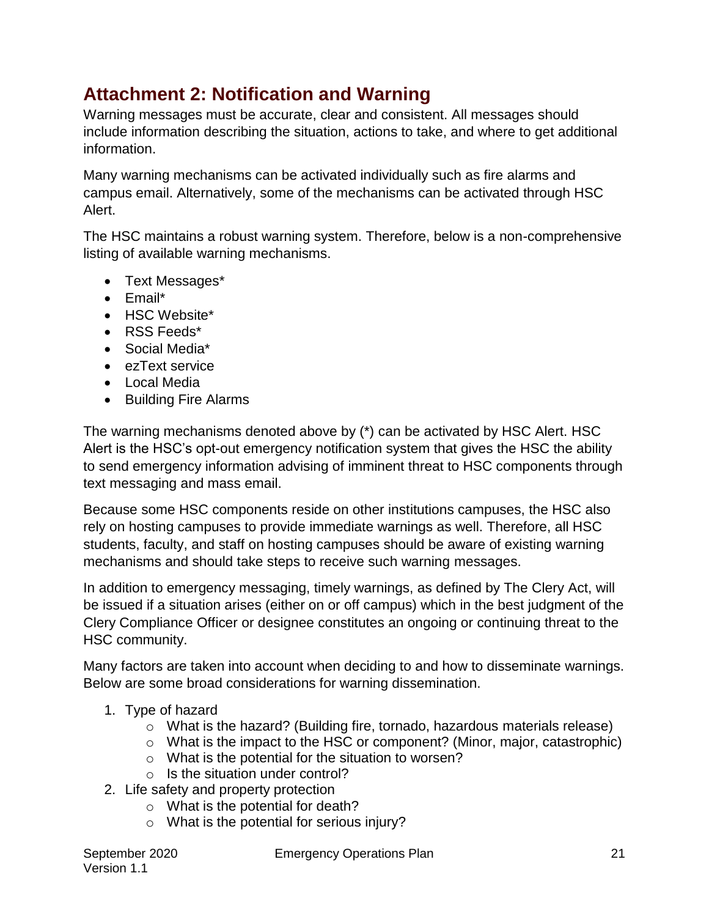## Attachment 2: Notification and Warning

Warning messages must be accurate, clear and consistent. All messages should include information describing the situation, actions to take, and where to get additional information.

Many warning mechanisms can be activated individually such as fire alarms and campus email. Alternatively, some of the mechanisms can be activated through HSC Alert.

The HSC maintains a robust warning system. Therefore, below is a non-comprehensive listing of available warning mechanisms.

- Text Messages*
- Email*
- HSC Website*
- RSS Feeds*
- Social Media*
- ezText service
- Local Media
- Building Fire Alarms

The warning mechanisms denoted above by (*) can be activated by HSC Alert. HSC Alert is the HSC's opt-out emergency notification system that gives the HSC the ability to send emergency information advising of imminent threat to HSC components through text messaging and mass email.

Because some HSC components reside on other institutions campuses, the HSC also rely on hosting campuses to provide immediate warnings as well. Therefore, all HSC students, faculty, and staff on hosting campuses should be aware of existing warning mechanisms and should take steps to receive such warning messages.

In addition to emergency messaging, timely warnings, as defined by The Clery Act, will be issued if a situation arises (either on or off campus) which in the best judgment of the Clery Compliance Officer or designee constitutes an ongoing or continuing threat to the HSC community.

Many factors are taken into account when deciding to and how to disseminate warnings. Below are some broad considerations for warning dissemination.

1. Type of hazard
   - What is the hazard? (Building fire, tornado, hazardous materials release)
   - What is the impact to the HSC or component? (Minor, major, catastrophic)
   - What is the potential for the situation to worsen?
   - Is the situation under control?
2. Life safety and property protection
   - What is the potential for death?
   - What is the potential for serious injury?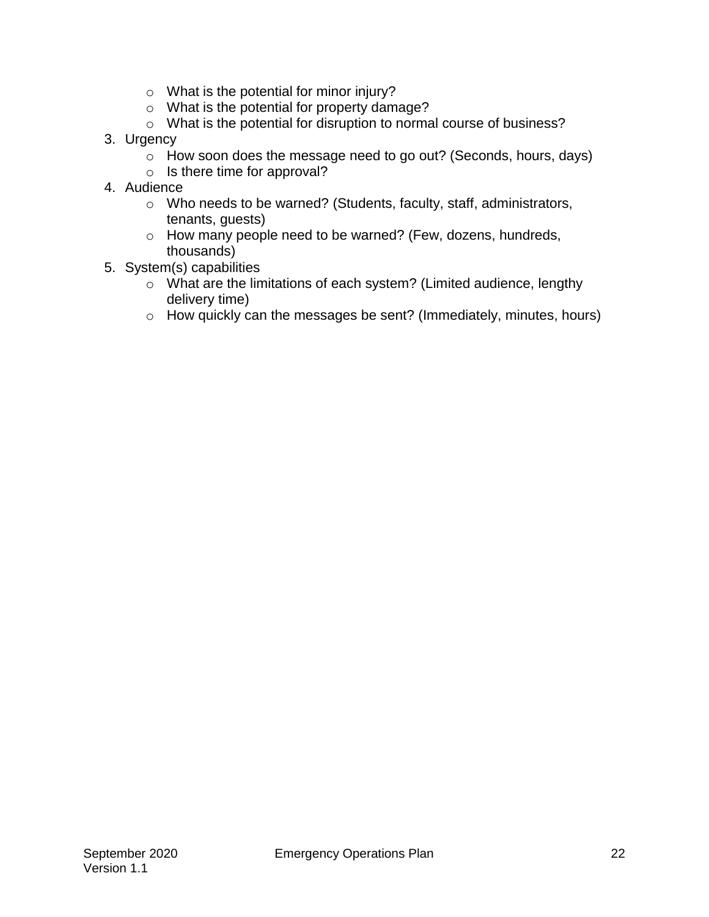- What is the potential for minor injury?
  - What is the potential for property damage?
  - What is the potential for disruption to normal course of business?
3. Urgency
   - How soon does the message need to go out? (Seconds, hours, days)
   - Is there time for approval?
4. Audience
   - Who needs to be warned? (Students, faculty, staff, administrators, tenants, guests)
   - How many people need to be warned? (Few, dozens, hundreds, thousands)
5. System(s) capabilities
   - What are the limitations of each system? (Limited audience, lengthy delivery time)
   - How quickly can the messages be sent? (Immediately, minutes, hours)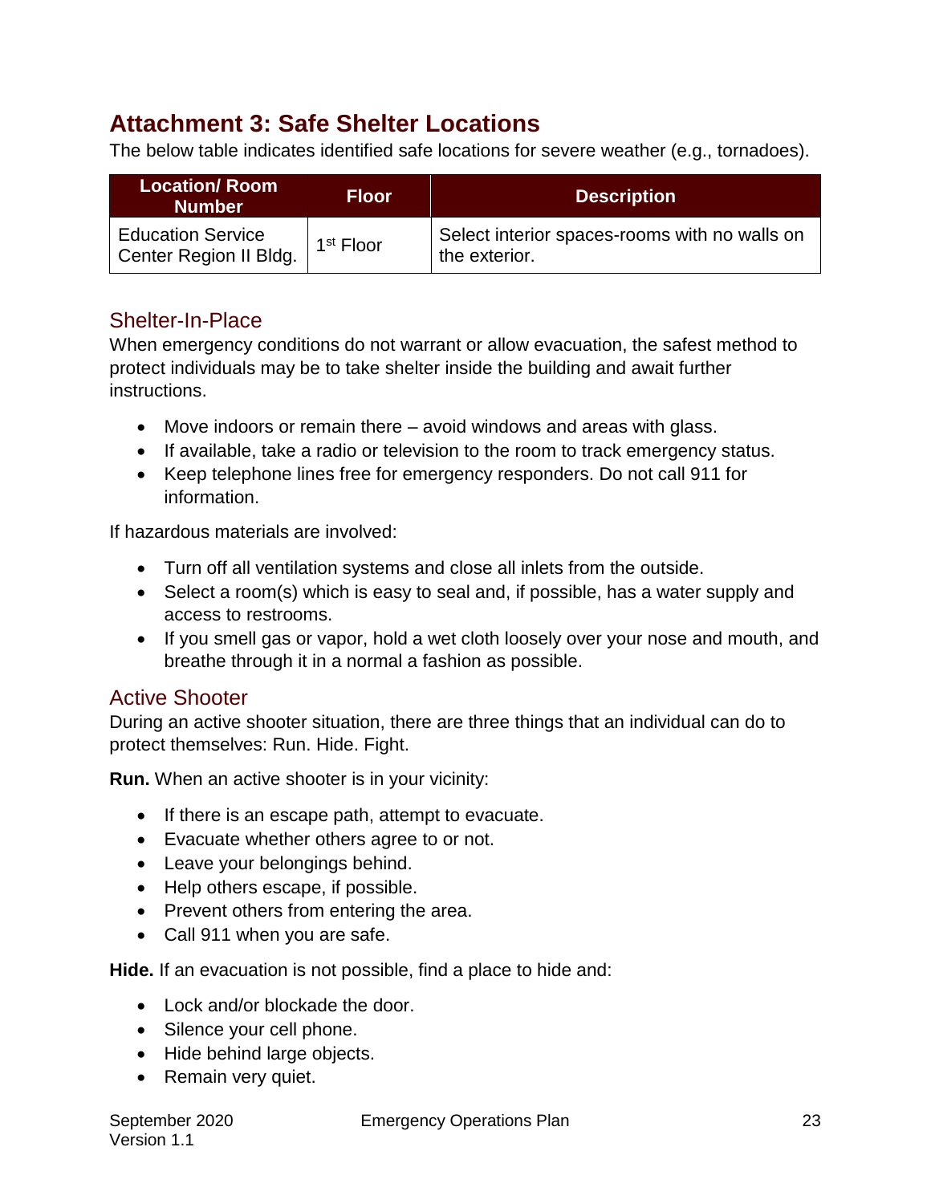## Attachment 3: Safe Shelter Locations

The below table indicates identified safe locations for severe weather (e.g., tornadoes).

| Location/ Room Number | Floor | Description |
|---|---|---|
| Education Service Center Region II Bldg. | 1st Floor | Select interior spaces-rooms with no walls on the exterior. |

### Shelter-In-Place

When emergency conditions do not warrant or allow evacuation, the safest method to protect individuals may be to take shelter inside the building and await further instructions.

- Move indoors or remain there – avoid windows and areas with glass.
- If available, take a radio or television to the room to track emergency status.
- Keep telephone lines free for emergency responders. Do not call 911 for information.

If hazardous materials are involved:

- Turn off all ventilation systems and close all inlets from the outside.
- Select a room(s) which is easy to seal and, if possible, has a water supply and access to restrooms.
- If you smell gas or vapor, hold a wet cloth loosely over your nose and mouth, and breathe through it in a normal a fashion as possible.

### Active Shooter

During an active shooter situation, there are three things that an individual can do to protect themselves: Run. Hide. Fight.

**Run.** When an active shooter is in your vicinity:

- If there is an escape path, attempt to evacuate.
- Evacuate whether others agree to or not.
- Leave your belongings behind.
- Help others escape, if possible.
- Prevent others from entering the area.
- Call 911 when you are safe.

**Hide.** If an evacuation is not possible, find a place to hide and:

- Lock and/or blockade the door.
- Silence your cell phone.
- Hide behind large objects.
- Remain very quiet.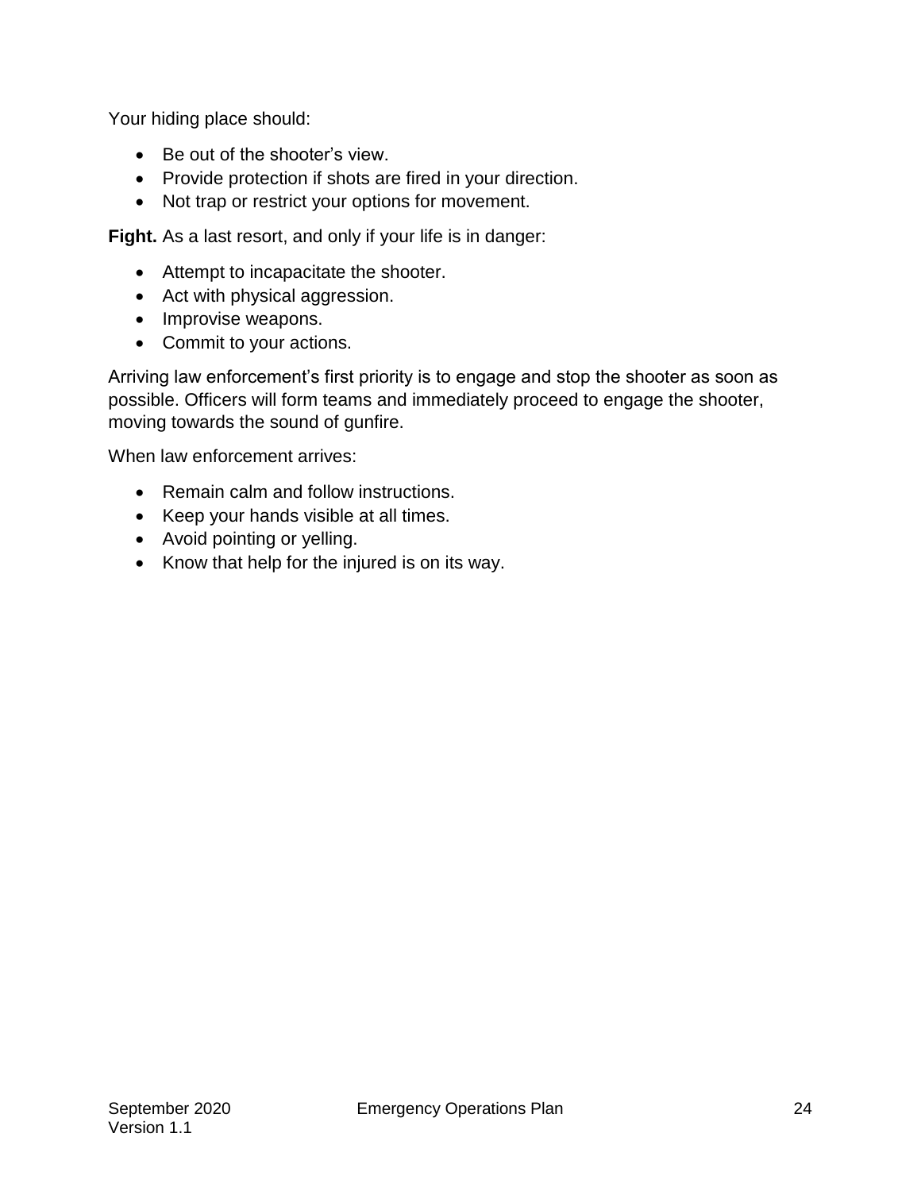Your hiding place should:

- Be out of the shooter's view.
- Provide protection if shots are fired in your direction.
- Not trap or restrict your options for movement.

**Fight.** As a last resort, and only if your life is in danger:

- Attempt to incapacitate the shooter.
- Act with physical aggression.
- Improvise weapons.
- Commit to your actions.

Arriving law enforcement's first priority is to engage and stop the shooter as soon as possible. Officers will form teams and immediately proceed to engage the shooter, moving towards the sound of gunfire.

When law enforcement arrives:

- Remain calm and follow instructions.
- Keep your hands visible at all times.
- Avoid pointing or yelling.
- Know that help for the injured is on its way.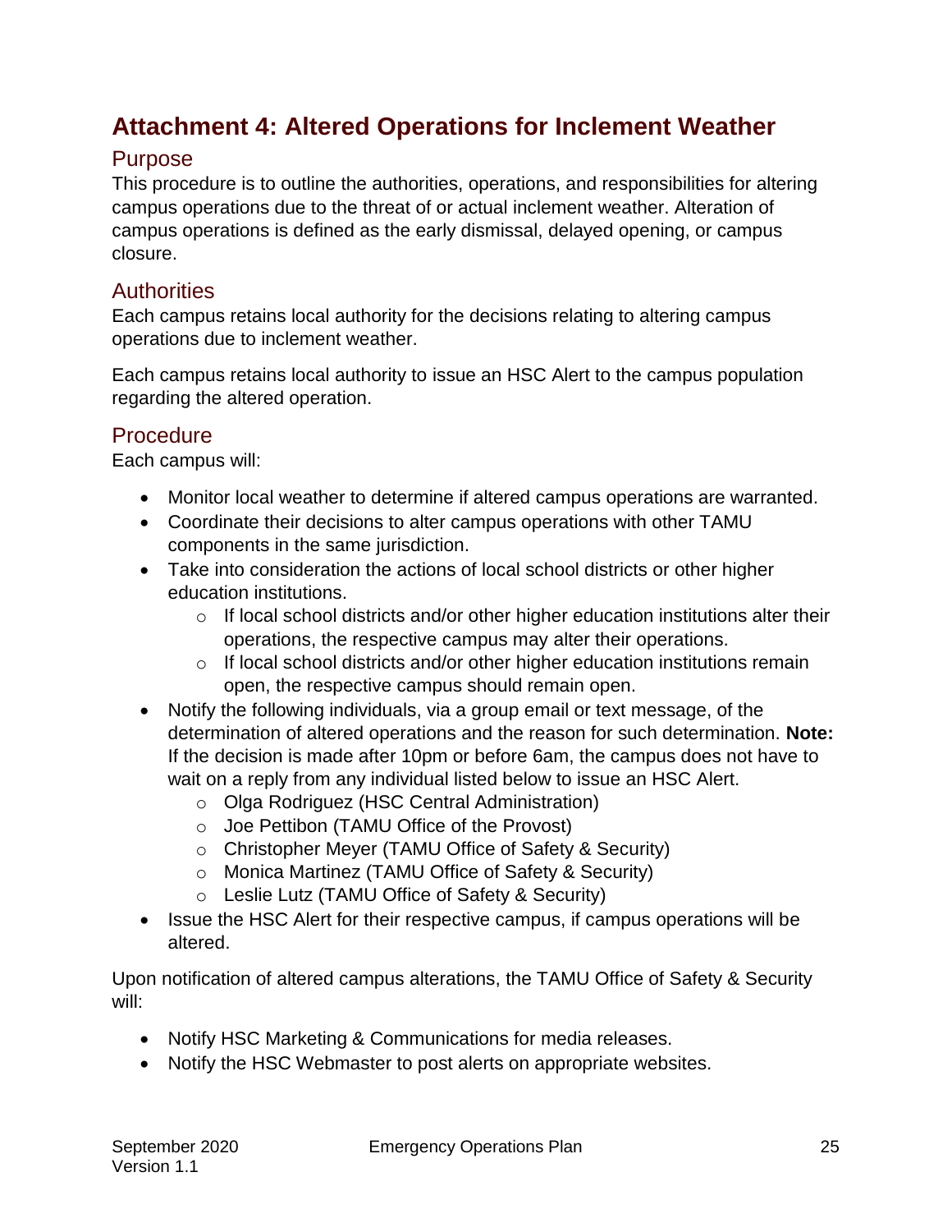# Attachment 4: Altered Operations for Inclement Weather

## Purpose

This procedure is to outline the authorities, operations, and responsibilities for altering campus operations due to the threat of or actual inclement weather. Alteration of campus operations is defined as the early dismissal, delayed opening, or campus closure.

## Authorities

Each campus retains local authority for the decisions relating to altering campus operations due to inclement weather.

Each campus retains local authority to issue an HSC Alert to the campus population regarding the altered operation.

## Procedure

Each campus will:

- Monitor local weather to determine if altered campus operations are warranted.
- Coordinate their decisions to alter campus operations with other TAMU components in the same jurisdiction.
- Take into consideration the actions of local school districts or other higher education institutions.
  - If local school districts and/or other higher education institutions alter their operations, the respective campus may alter their operations.
  - If local school districts and/or other higher education institutions remain open, the respective campus should remain open.
- Notify the following individuals, via a group email or text message, of the determination of altered operations and the reason for such determination. **Note:** If the decision is made after 10pm or before 6am, the campus does not have to wait on a reply from any individual listed below to issue an HSC Alert.
  - Olga Rodriguez (HSC Central Administration)
  - Joe Pettibon (TAMU Office of the Provost)
  - Christopher Meyer (TAMU Office of Safety & Security)
  - Monica Martinez (TAMU Office of Safety & Security)
  - Leslie Lutz (TAMU Office of Safety & Security)
- Issue the HSC Alert for their respective campus, if campus operations will be altered.

Upon notification of altered campus alterations, the TAMU Office of Safety & Security will:

- Notify HSC Marketing & Communications for media releases.
- Notify the HSC Webmaster to post alerts on appropriate websites.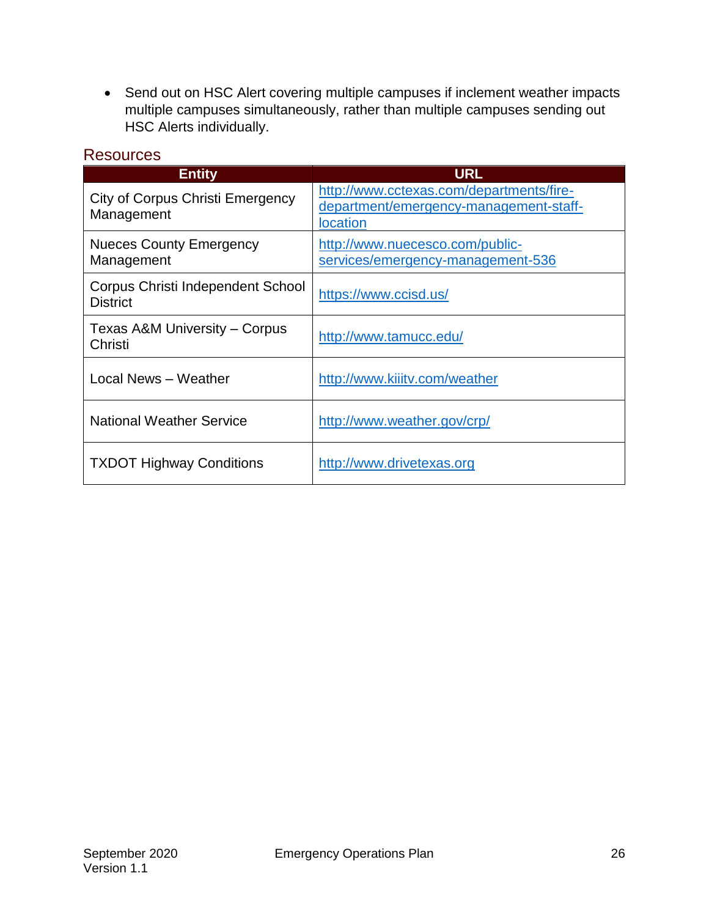- Send out on HSC Alert covering multiple campuses if inclement weather impacts multiple campuses simultaneously, rather than multiple campuses sending out HSC Alerts individually.

## Resources

| Entity | URL |
|---|---|
| City of Corpus Christi Emergency Management | http://www.cctexas.com/departments/fire-department/emergency-management-staff-location |
| Nueces County Emergency Management | http://www.nuecesco.com/public-services/emergency-management-536 |
| Corpus Christi Independent School District | https://www.ccisd.us/ |
| Texas A&M University – Corpus Christi | http://www.tamucc.edu/ |
| Local News – Weather | http://www.kiiitv.com/weather |
| National Weather Service | http://www.weather.gov/crp/ |
| TXDOT Highway Conditions | http://www.drivetexas.org |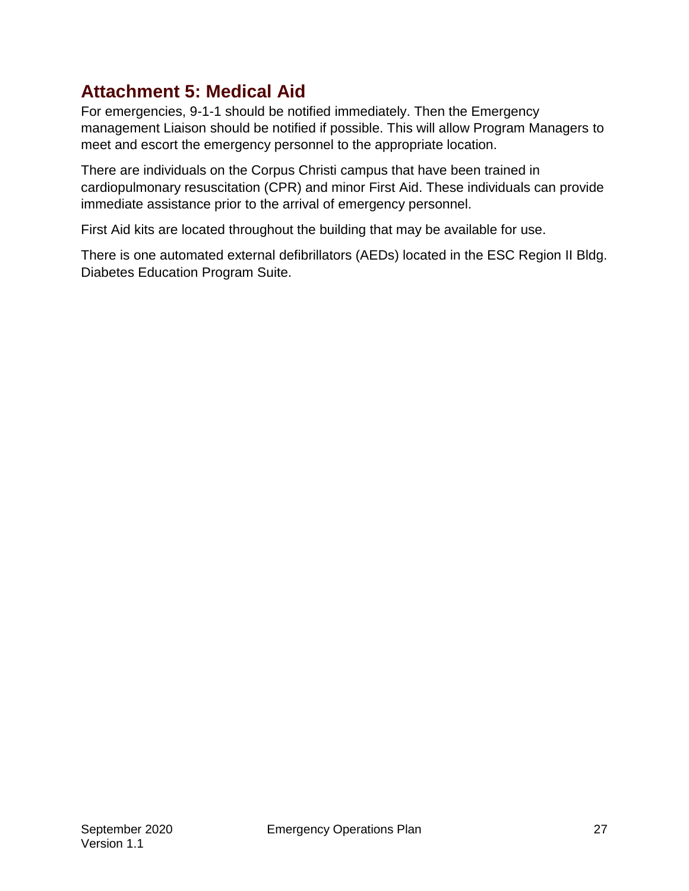## Attachment 5: Medical Aid

For emergencies, 9-1-1 should be notified immediately. Then the Emergency management Liaison should be notified if possible. This will allow Program Managers to meet and escort the emergency personnel to the appropriate location.

There are individuals on the Corpus Christi campus that have been trained in cardiopulmonary resuscitation (CPR) and minor First Aid. These individuals can provide immediate assistance prior to the arrival of emergency personnel.

First Aid kits are located throughout the building that may be available for use.

There is one automated external defibrillators (AEDs) located in the ESC Region II Bldg. Diabetes Education Program Suite.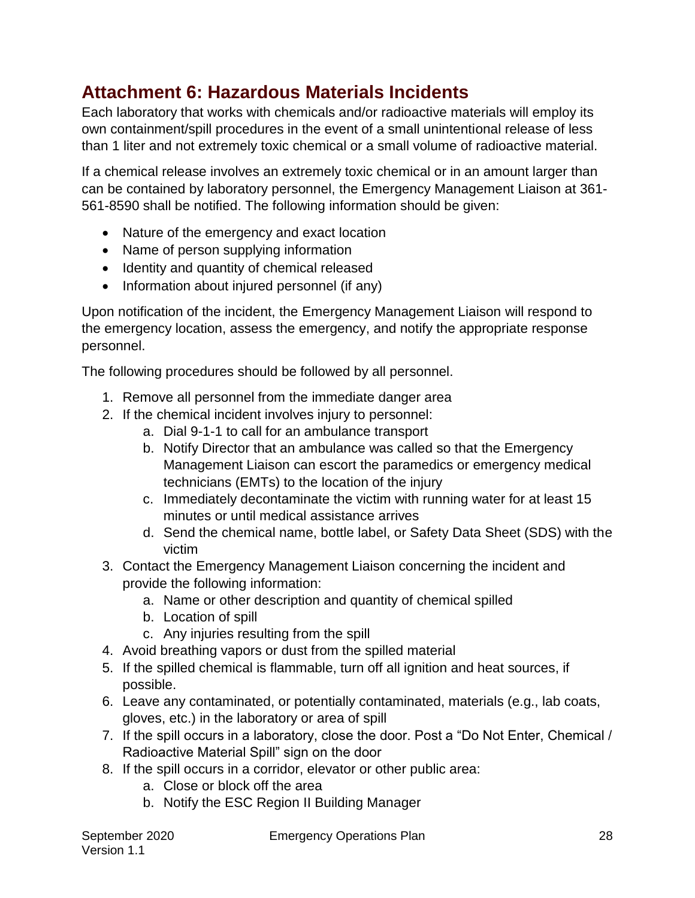## Attachment 6: Hazardous Materials Incidents

Each laboratory that works with chemicals and/or radioactive materials will employ its own containment/spill procedures in the event of a small unintentional release of less than 1 liter and not extremely toxic chemical or a small volume of radioactive material.

If a chemical release involves an extremely toxic chemical or in an amount larger than can be contained by laboratory personnel, the Emergency Management Liaison at 361-561-8590 shall be notified. The following information should be given:

- Nature of the emergency and exact location
- Name of person supplying information
- Identity and quantity of chemical released
- Information about injured personnel (if any)

Upon notification of the incident, the Emergency Management Liaison will respond to the emergency location, assess the emergency, and notify the appropriate response personnel.

The following procedures should be followed by all personnel.

1. Remove all personnel from the immediate danger area
2. If the chemical incident involves injury to personnel:
    a. Dial 9-1-1 to call for an ambulance transport
    b. Notify Director that an ambulance was called so that the Emergency Management Liaison can escort the paramedics or emergency medical technicians (EMTs) to the location of the injury
    c. Immediately decontaminate the victim with running water for at least 15 minutes or until medical assistance arrives
    d. Send the chemical name, bottle label, or Safety Data Sheet (SDS) with the victim
3. Contact the Emergency Management Liaison concerning the incident and provide the following information:
    a. Name or other description and quantity of chemical spilled
    b. Location of spill
    c. Any injuries resulting from the spill
4. Avoid breathing vapors or dust from the spilled material
5. If the spilled chemical is flammable, turn off all ignition and heat sources, if possible.
6. Leave any contaminated, or potentially contaminated, materials (e.g., lab coats, gloves, etc.) in the laboratory or area of spill
7. If the spill occurs in a laboratory, close the door. Post a “Do Not Enter, Chemical / Radioactive Material Spill” sign on the door
8. If the spill occurs in a corridor, elevator or other public area:
    a. Close or block off the area
    b. Notify the ESC Region II Building Manager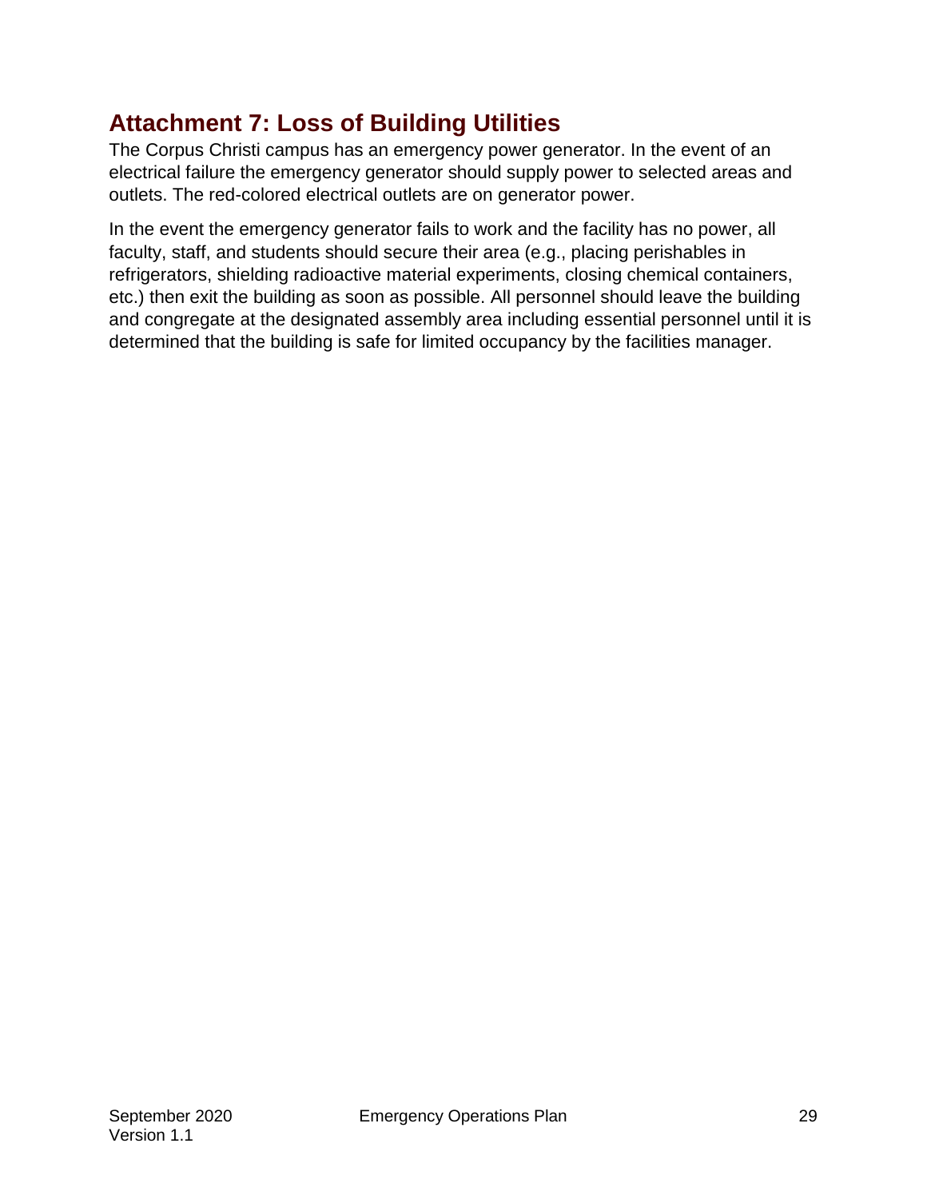## Attachment 7: Loss of Building Utilities

The Corpus Christi campus has an emergency power generator. In the event of an electrical failure the emergency generator should supply power to selected areas and outlets. The red-colored electrical outlets are on generator power.

In the event the emergency generator fails to work and the facility has no power, all faculty, staff, and students should secure their area (e.g., placing perishables in refrigerators, shielding radioactive material experiments, closing chemical containers, etc.) then exit the building as soon as possible. All personnel should leave the building and congregate at the designated assembly area including essential personnel until it is determined that the building is safe for limited occupancy by the facilities manager.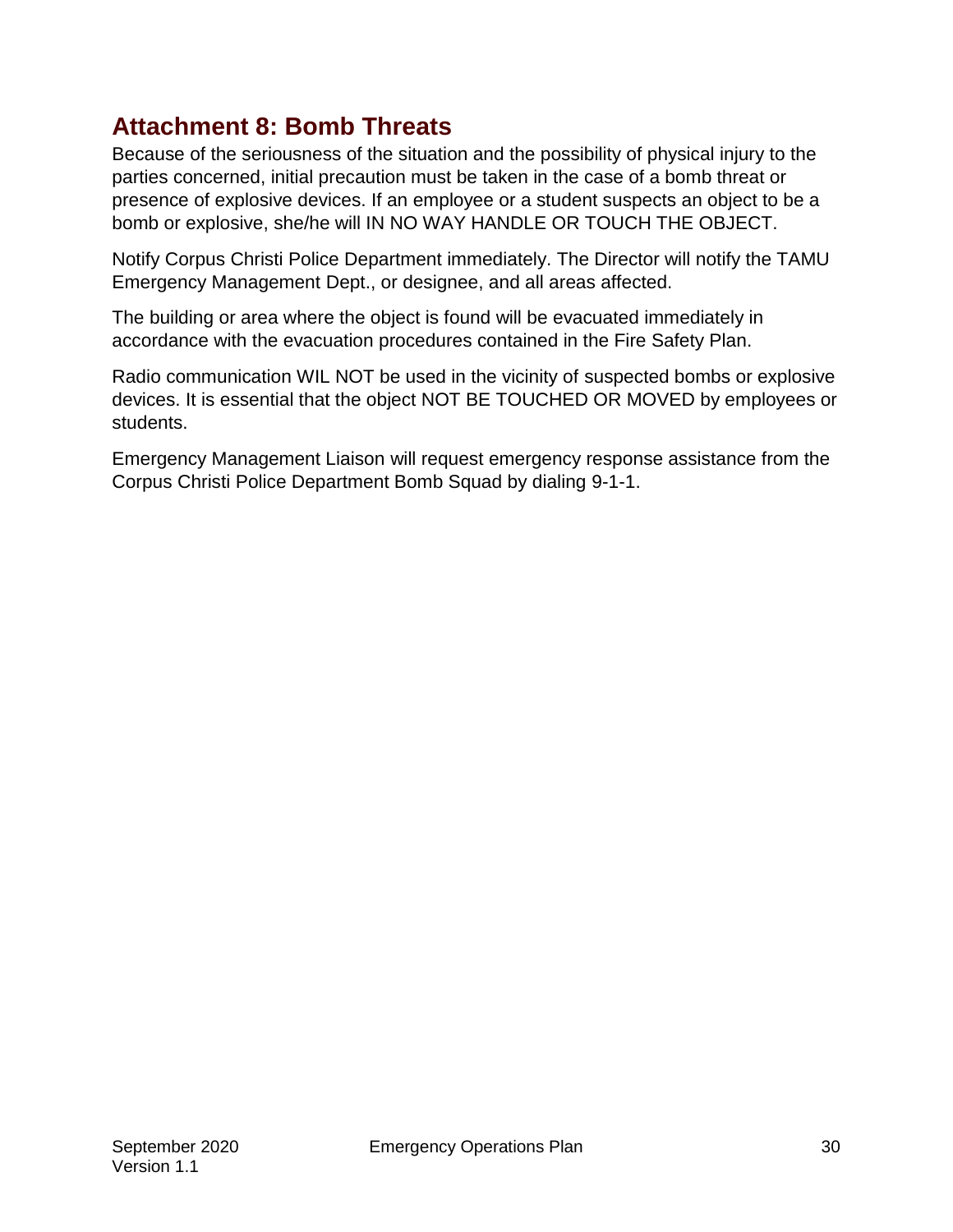## Attachment 8: Bomb Threats

Because of the seriousness of the situation and the possibility of physical injury to the parties concerned, initial precaution must be taken in the case of a bomb threat or presence of explosive devices. If an employee or a student suspects an object to be a bomb or explosive, she/he will IN NO WAY HANDLE OR TOUCH THE OBJECT.

Notify Corpus Christi Police Department immediately. The Director will notify the TAMU Emergency Management Dept., or designee, and all areas affected.

The building or area where the object is found will be evacuated immediately in accordance with the evacuation procedures contained in the Fire Safety Plan.

Radio communication WIL NOT be used in the vicinity of suspected bombs or explosive devices. It is essential that the object NOT BE TOUCHED OR MOVED by employees or students.

Emergency Management Liaison will request emergency response assistance from the Corpus Christi Police Department Bomb Squad by dialing 9-1-1.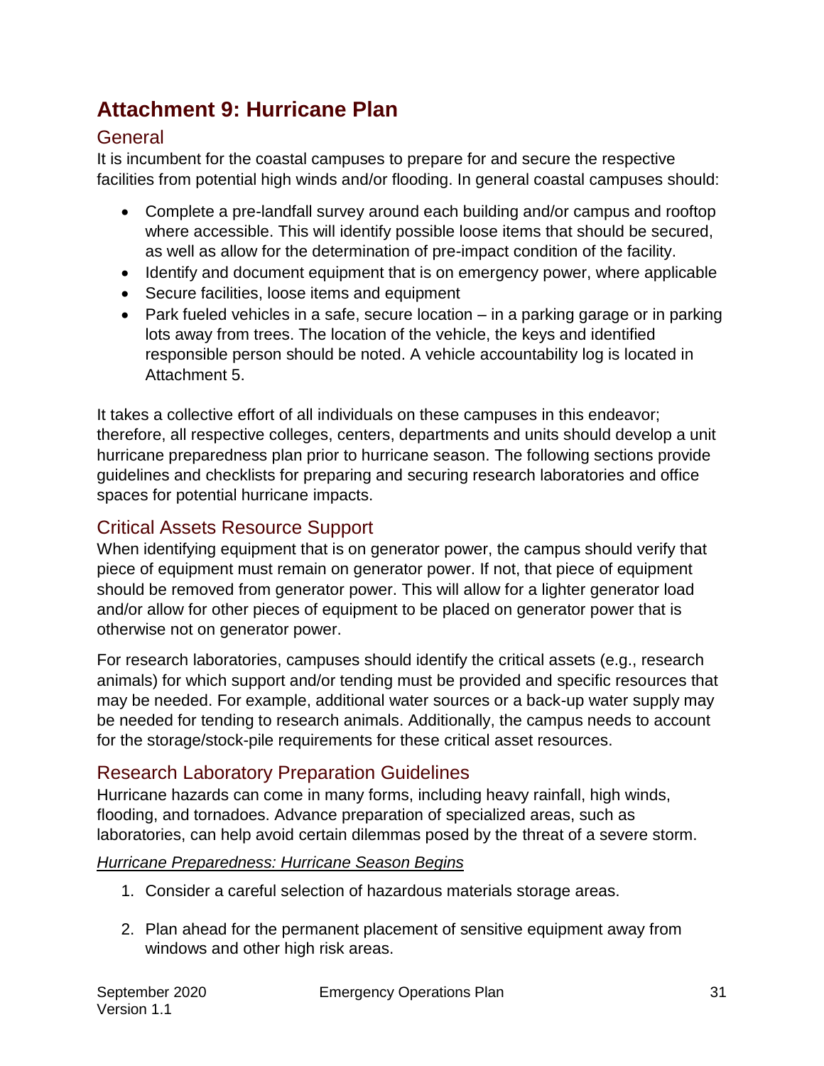# Attachment 9: Hurricane Plan

## General

It is incumbent for the coastal campuses to prepare for and secure the respective facilities from potential high winds and/or flooding. In general coastal campuses should:

- Complete a pre-landfall survey around each building and/or campus and rooftop where accessible. This will identify possible loose items that should be secured, as well as allow for the determination of pre-impact condition of the facility.
- Identify and document equipment that is on emergency power, where applicable
- Secure facilities, loose items and equipment
- Park fueled vehicles in a safe, secure location – in a parking garage or in parking lots away from trees. The location of the vehicle, the keys and identified responsible person should be noted. A vehicle accountability log is located in Attachment 5.

It takes a collective effort of all individuals on these campuses in this endeavor; therefore, all respective colleges, centers, departments and units should develop a unit hurricane preparedness plan prior to hurricane season. The following sections provide guidelines and checklists for preparing and securing research laboratories and office spaces for potential hurricane impacts.

## Critical Assets Resource Support

When identifying equipment that is on generator power, the campus should verify that piece of equipment must remain on generator power. If not, that piece of equipment should be removed from generator power. This will allow for a lighter generator load and/or allow for other pieces of equipment to be placed on generator power that is otherwise not on generator power.

For research laboratories, campuses should identify the critical assets (e.g., research animals) for which support and/or tending must be provided and specific resources that may be needed. For example, additional water sources or a back-up water supply may be needed for tending to research animals. Additionally, the campus needs to account for the storage/stock-pile requirements for these critical asset resources.

## Research Laboratory Preparation Guidelines

Hurricane hazards can come in many forms, including heavy rainfall, high winds, flooding, and tornadoes. Advance preparation of specialized areas, such as laboratories, can help avoid certain dilemmas posed by the threat of a severe storm.

*Hurricane Preparedness: Hurricane Season Begins*

1. Consider a careful selection of hazardous materials storage areas.
2. Plan ahead for the permanent placement of sensitive equipment away from windows and other high risk areas.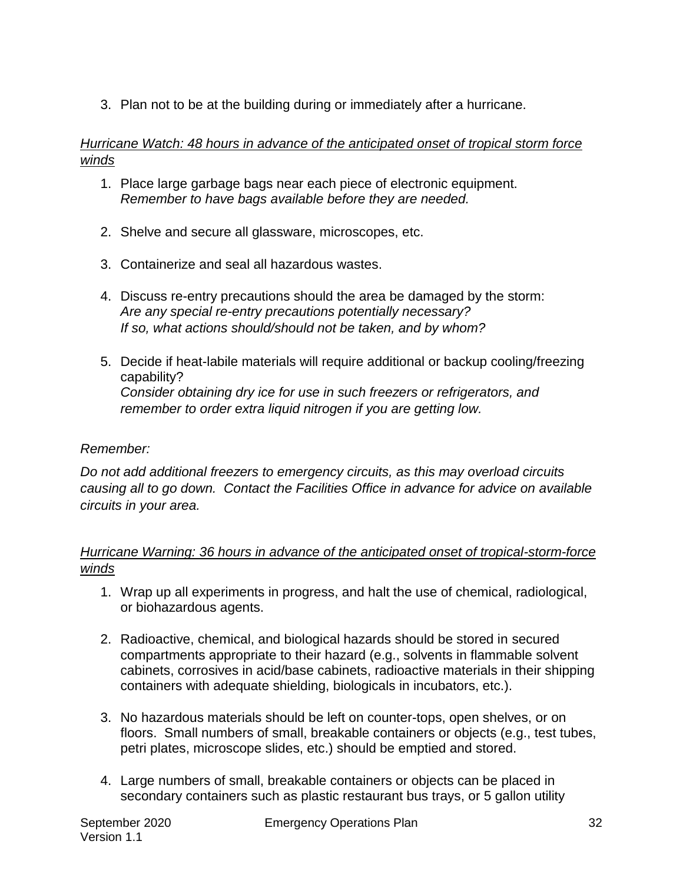3. Plan not to be at the building during or immediately after a hurricane.

*Hurricane Watch: 48 hours in advance of the anticipated onset of tropical storm force winds*

1. Place large garbage bags near each piece of electronic equipment.
   *Remember to have bags available before they are needed.*

2. Shelve and secure all glassware, microscopes, etc.

3. Containerize and seal all hazardous wastes.

4. Discuss re-entry precautions should the area be damaged by the storm:
   *Are any special re-entry precautions potentially necessary?*
   *If so, what actions should/should not be taken, and by whom?*

5. Decide if heat-labile materials will require additional or backup cooling/freezing capability?
   *Consider obtaining dry ice for use in such freezers or refrigerators, and remember to order extra liquid nitrogen if you are getting low.*

*Remember:*

*Do not add additional freezers to emergency circuits, as this may overload circuits causing all to go down. Contact the Facilities Office in advance for advice on available circuits in your area.*

*Hurricane Warning: 36 hours in advance of the anticipated onset of tropical-storm-force winds*

1. Wrap up all experiments in progress, and halt the use of chemical, radiological, or biohazardous agents.

2. Radioactive, chemical, and biological hazards should be stored in secured compartments appropriate to their hazard (e.g., solvents in flammable solvent cabinets, corrosives in acid/base cabinets, radioactive materials in their shipping containers with adequate shielding, biologicals in incubators, etc.).

3. No hazardous materials should be left on counter-tops, open shelves, or on floors. Small numbers of small, breakable containers or objects (e.g., test tubes, petri plates, microscope slides, etc.) should be emptied and stored.

4. Large numbers of small, breakable containers or objects can be placed in secondary containers such as plastic restaurant bus trays, or 5 gallon utility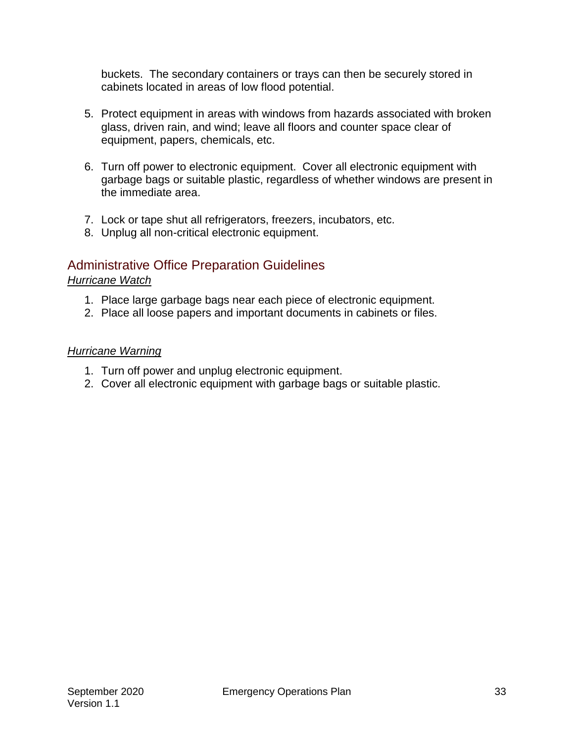buckets. The secondary containers or trays can then be securely stored in cabinets located in areas of low flood potential.

5. Protect equipment in areas with windows from hazards associated with broken glass, driven rain, and wind; leave all floors and counter space clear of equipment, papers, chemicals, etc.

6. Turn off power to electronic equipment. Cover all electronic equipment with garbage bags or suitable plastic, regardless of whether windows are present in the immediate area.

7. Lock or tape shut all refrigerators, freezers, incubators, etc.
8. Unplug all non-critical electronic equipment.

## Administrative Office Preparation Guidelines

*Hurricane Watch*

1. Place large garbage bags near each piece of electronic equipment.
2. Place all loose papers and important documents in cabinets or files.

*Hurricane Warning*

1. Turn off power and unplug electronic equipment.
2. Cover all electronic equipment with garbage bags or suitable plastic.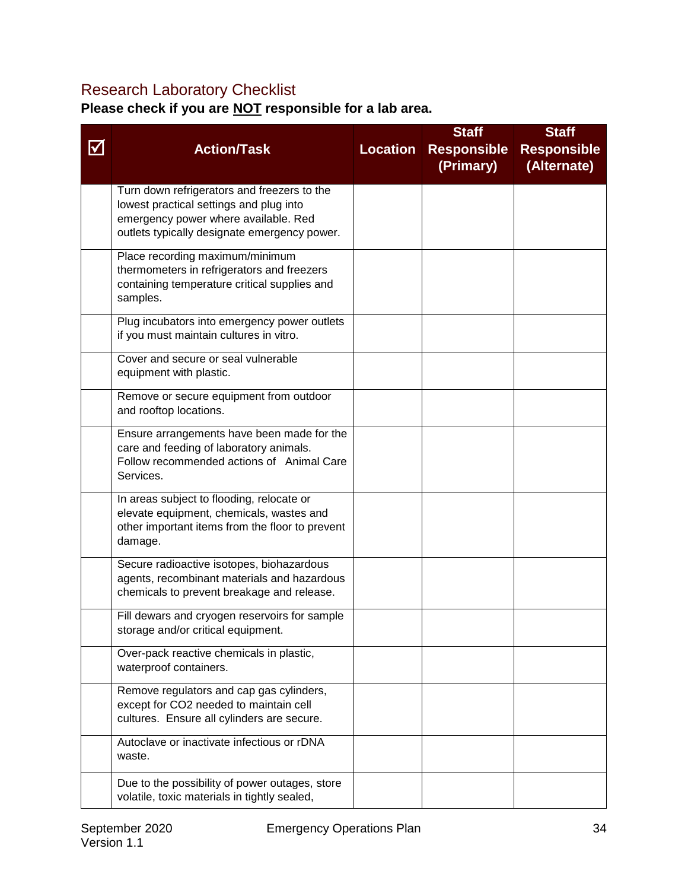## Research Laboratory Checklist

**Please check if you are NOT responsible for a lab area.**

| ☑ | Action/Task | Location | Staff Responsible (Primary) | Staff Responsible (Alternate) |
|---|---|---|---|---|
| | Turn down refrigerators and freezers to the lowest practical settings and plug into emergency power where available. Red outlets typically designate emergency power. | | | |
| | Place recording maximum/minimum thermometers in refrigerators and freezers containing temperature critical supplies and samples. | | | |
| | Plug incubators into emergency power outlets if you must maintain cultures in vitro. | | | |
| | Cover and secure or seal vulnerable equipment with plastic. | | | |
| | Remove or secure equipment from outdoor and rooftop locations. | | | |
| | Ensure arrangements have been made for the care and feeding of laboratory animals. Follow recommended actions of Animal Care Services. | | | |
| | In areas subject to flooding, relocate or elevate equipment, chemicals, wastes and other important items from the floor to prevent damage. | | | |
| | Secure radioactive isotopes, biohazardous agents, recombinant materials and hazardous chemicals to prevent breakage and release. | | | |
| | Fill dewars and cryogen reservoirs for sample storage and/or critical equipment. | | | |
| | Over-pack reactive chemicals in plastic, waterproof containers. | | | |
| | Remove regulators and cap gas cylinders, except for $CO_2$ needed to maintain cell cultures. Ensure all cylinders are secure. | | | |
| | Autoclave or inactivate infectious or rDNA waste. | | | |
| | Due to the possibility of power outages, store volatile, toxic materials in tightly sealed, | | | |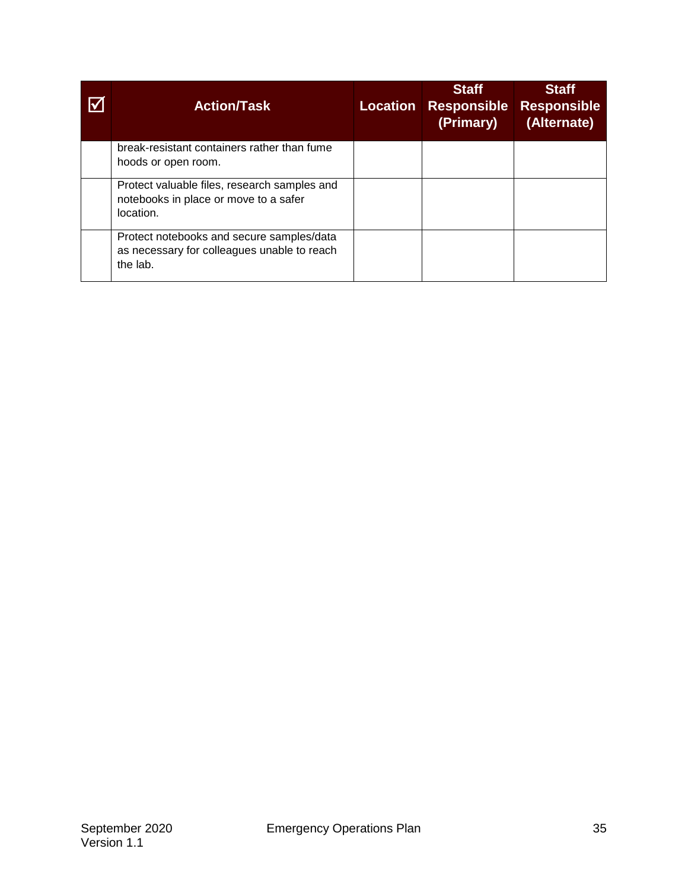| ☑ | Action/Task | Location | Staff Responsible (Primary) | Staff Responsible (Alternate) |
|---|---|---|---|---|
| | break-resistant containers rather than fume hoods or open room. | | | |
| | Protect valuable files, research samples and notebooks in place or move to a safer location. | | | |
| | Protect notebooks and secure samples/data as necessary for colleagues unable to reach the lab. | | | |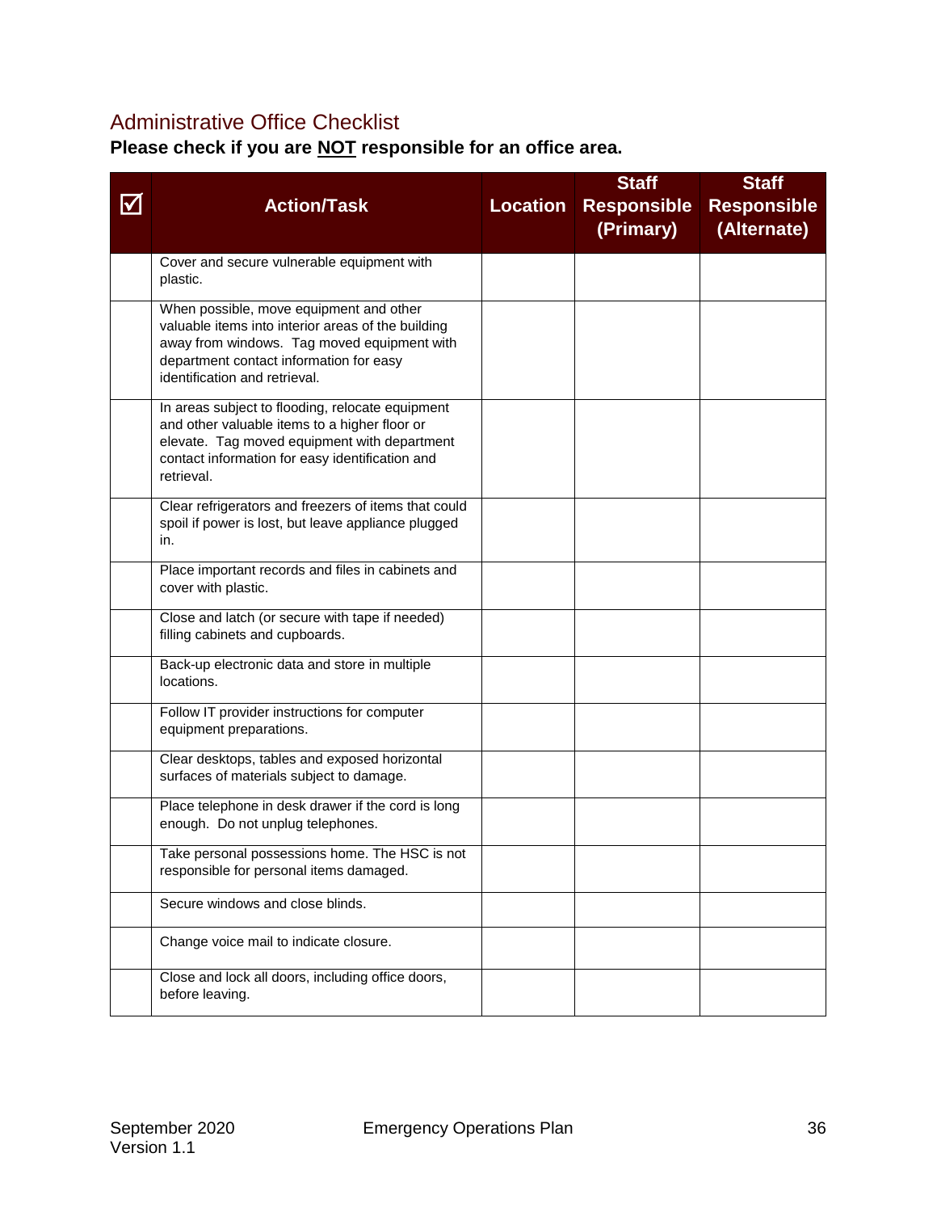## Administrative Office Checklist

**Please check if you are NOT responsible for an office area.**

| ☑ | Action/Task | Location | Staff Responsible (Primary) | Staff Responsible (Alternate) |
|---|---|---|---|---|
| | Cover and secure vulnerable equipment with plastic. | | | |
| | When possible, move equipment and other valuable items into interior areas of the building away from windows. Tag moved equipment with department contact information for easy identification and retrieval. | | | |
| | In areas subject to flooding, relocate equipment and other valuable items to a higher floor or elevate. Tag moved equipment with department contact information for easy identification and retrieval. | | | |
| | Clear refrigerators and freezers of items that could spoil if power is lost, but leave appliance plugged in. | | | |
| | Place important records and files in cabinets and cover with plastic. | | | |
| | Close and latch (or secure with tape if needed) filling cabinets and cupboards. | | | |
| | Back-up electronic data and store in multiple locations. | | | |
| | Follow IT provider instructions for computer equipment preparations. | | | |
| | Clear desktops, tables and exposed horizontal surfaces of materials subject to damage. | | | |
| | Place telephone in desk drawer if the cord is long enough. Do not unplug telephones. | | | |
| | Take personal possessions home. The HSC is not responsible for personal items damaged. | | | |
| | Secure windows and close blinds. | | | |
| | Change voice mail to indicate closure. | | | |
| | Close and lock all doors, including office doors, before leaving. | | | |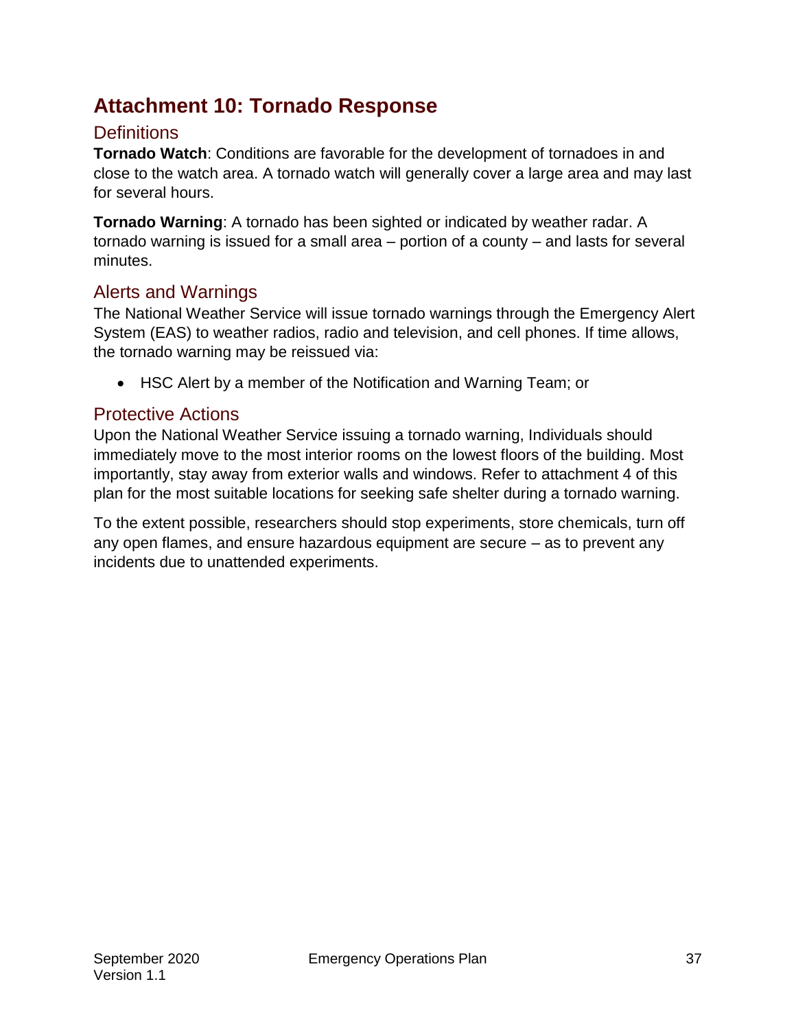# Attachment 10: Tornado Response

## Definitions

**Tornado Watch**: Conditions are favorable for the development of tornadoes in and close to the watch area. A tornado watch will generally cover a large area and may last for several hours.

**Tornado Warning**: A tornado has been sighted or indicated by weather radar. A tornado warning is issued for a small area – portion of a county – and lasts for several minutes.

## Alerts and Warnings

The National Weather Service will issue tornado warnings through the Emergency Alert System (EAS) to weather radios, radio and television, and cell phones. If time allows, the tornado warning may be reissued via:

- HSC Alert by a member of the Notification and Warning Team; or

## Protective Actions

Upon the National Weather Service issuing a tornado warning, Individuals should immediately move to the most interior rooms on the lowest floors of the building. Most importantly, stay away from exterior walls and windows. Refer to attachment 4 of this plan for the most suitable locations for seeking safe shelter during a tornado warning.

To the extent possible, researchers should stop experiments, store chemicals, turn off any open flames, and ensure hazardous equipment are secure – as to prevent any incidents due to unattended experiments.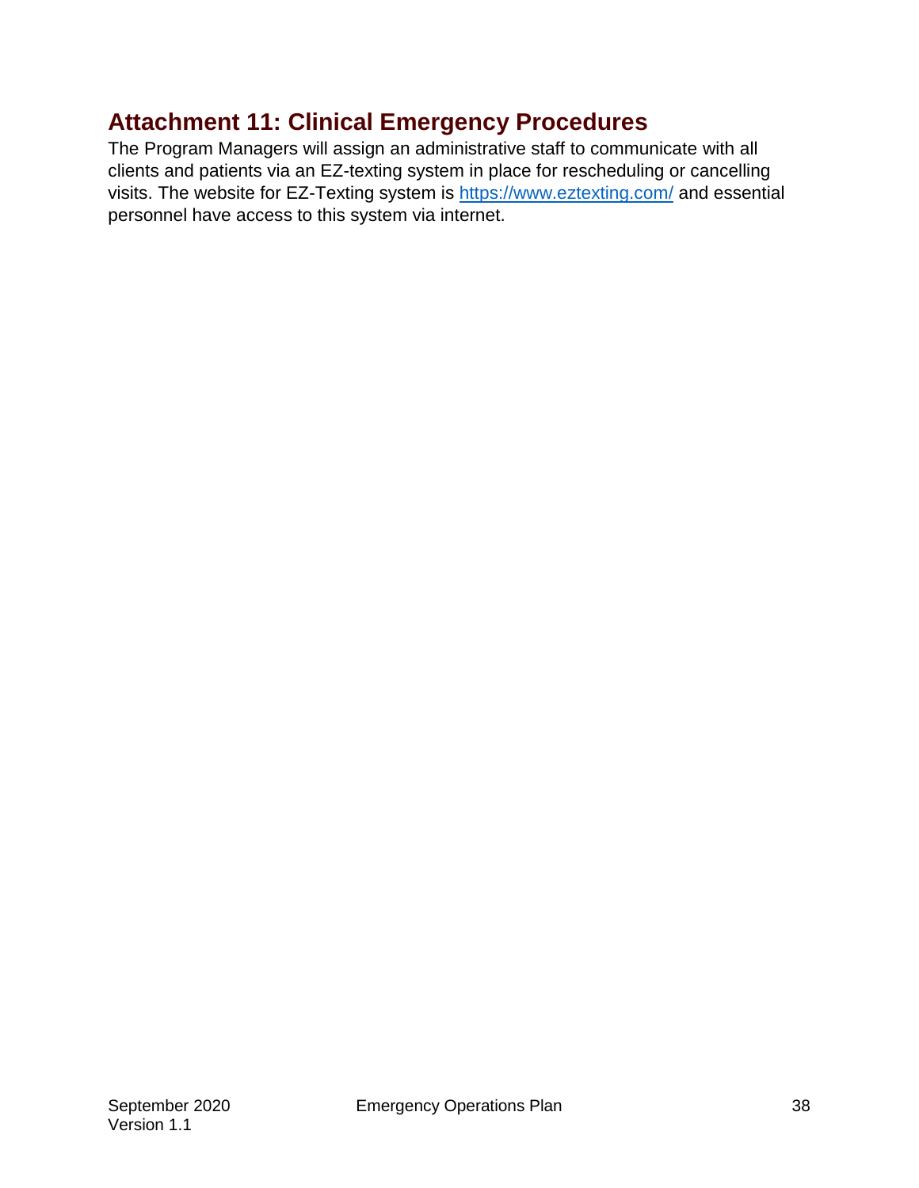## Attachment 11: Clinical Emergency Procedures

The Program Managers will assign an administrative staff to communicate with all clients and patients via an EZ-texting system in place for rescheduling or cancelling visits. The website for EZ-Texting system is https://www.eztexting.com/ and essential personnel have access to this system via internet.